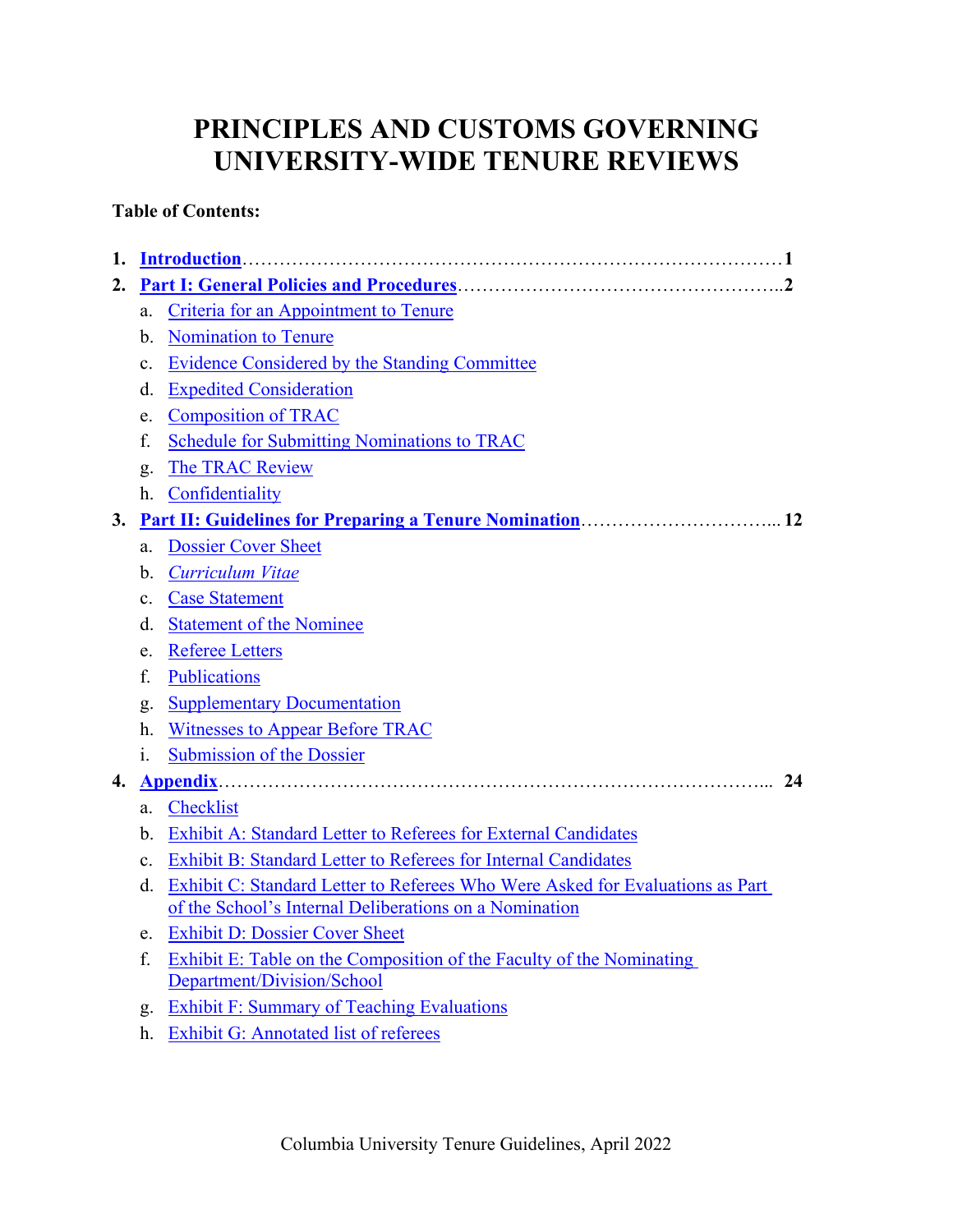# PRINCIPLES AND CUSTOMS GOVERNING UNIVERSITY-WIDE TENURE REVIEWS

**Table of Contents:**

1. **Introduction**……………………………………………………………………………1
2. **Part I: General Policies and Procedures**……………………………………………..2
   a. Criteria for an Appointment to Tenure
   b. Nomination to Tenure
   c. Evidence Considered by the Standing Committee
   d. Expedited Consideration
   e. Composition of TRAC
   f. Schedule for Submitting Nominations to TRAC
   g. The TRAC Review
   h. Confidentiality
3. **Part II: Guidelines for Preparing a Tenure Nomination**…………………………... 12
   a. Dossier Cover Sheet
   b. *Curriculum Vitae*
   c. Case Statement
   d. Statement of the Nominee
   e. Referee Letters
   f. Publications
   g. Supplementary Documentation
   h. Witnesses to Appear Before TRAC
   i. Submission of the Dossier
4. **Appendix**………………………………………………………………………….... 24
   a. Checklist
   b. Exhibit A: Standard Letter to Referees for External Candidates
   c. Exhibit B: Standard Letter to Referees for Internal Candidates
   d. Exhibit C: Standard Letter to Referees Who Were Asked for Evaluations as Part of the School's Internal Deliberations on a Nomination
   e. Exhibit D: Dossier Cover Sheet
   f. Exhibit E: Table on the Composition of the Faculty of the Nominating Department/Division/School
   g. Exhibit F: Summary of Teaching Evaluations
   h. Exhibit G: Annotated list of referees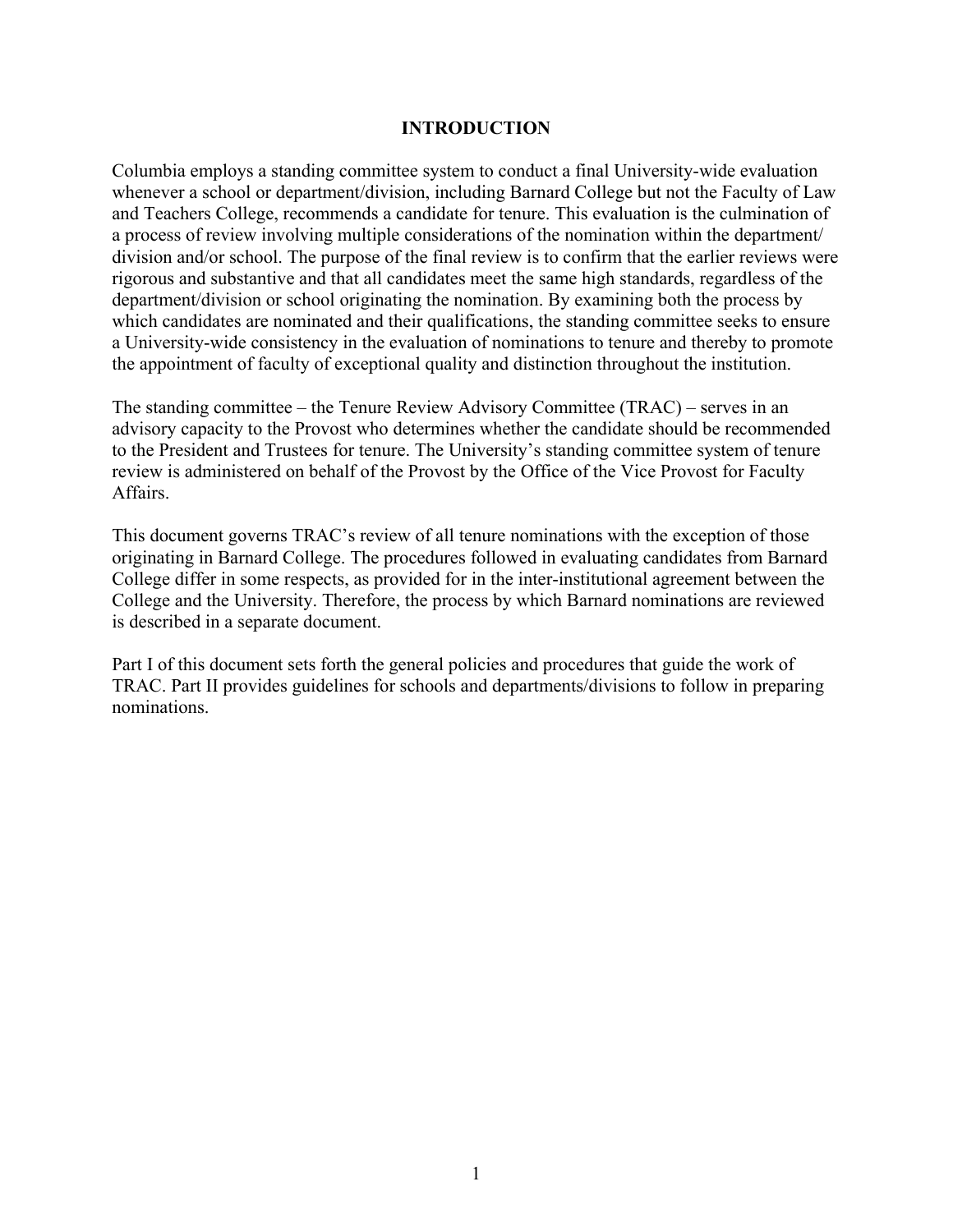# INTRODUCTION

Columbia employs a standing committee system to conduct a final University-wide evaluation whenever a school or department/division, including Barnard College but not the Faculty of Law and Teachers College, recommends a candidate for tenure. This evaluation is the culmination of a process of review involving multiple considerations of the nomination within the department/division and/or school. The purpose of the final review is to confirm that the earlier reviews were rigorous and substantive and that all candidates meet the same high standards, regardless of the department/division or school originating the nomination. By examining both the process by which candidates are nominated and their qualifications, the standing committee seeks to ensure a University-wide consistency in the evaluation of nominations to tenure and thereby to promote the appointment of faculty of exceptional quality and distinction throughout the institution.

The standing committee – the Tenure Review Advisory Committee (TRAC) – serves in an advisory capacity to the Provost who determines whether the candidate should be recommended to the President and Trustees for tenure. The University's standing committee system of tenure review is administered on behalf of the Provost by the Office of the Vice Provost for Faculty Affairs.

This document governs TRAC's review of all tenure nominations with the exception of those originating in Barnard College. The procedures followed in evaluating candidates from Barnard College differ in some respects, as provided for in the inter-institutional agreement between the College and the University. Therefore, the process by which Barnard nominations are reviewed is described in a separate document.

Part I of this document sets forth the general policies and procedures that guide the work of TRAC. Part II provides guidelines for schools and departments/divisions to follow in preparing nominations.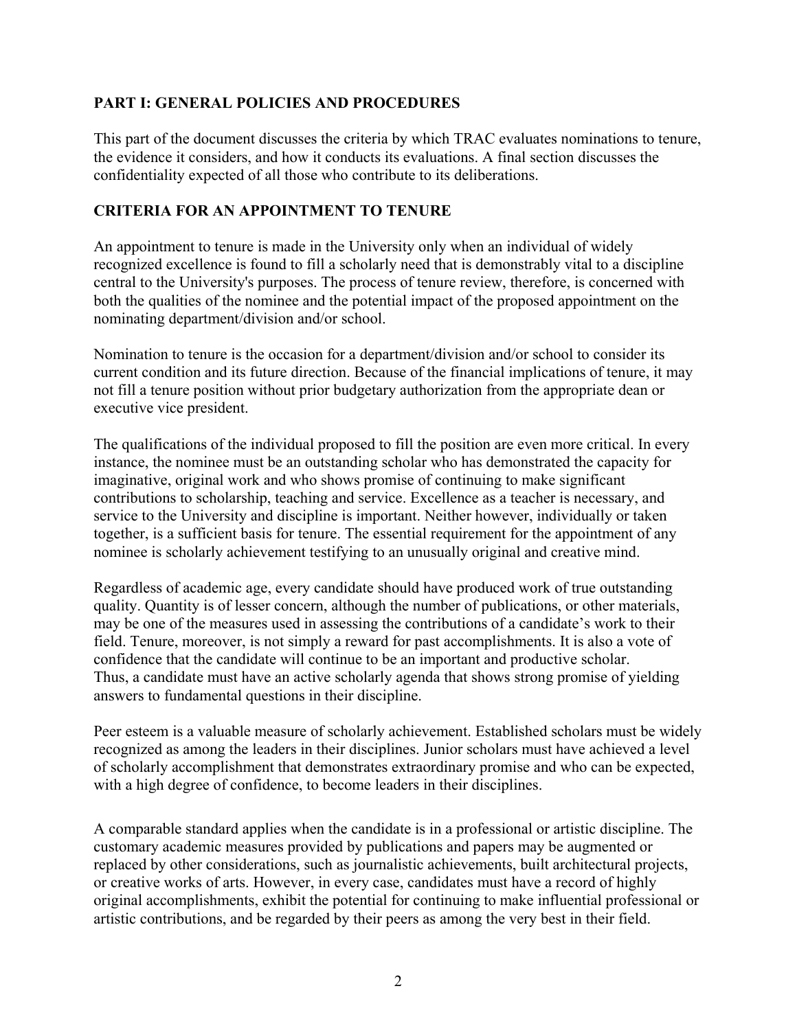## PART I: GENERAL POLICIES AND PROCEDURES

This part of the document discusses the criteria by which TRAC evaluates nominations to tenure, the evidence it considers, and how it conducts its evaluations. A final section discusses the confidentiality expected of all those who contribute to its deliberations.

## CRITERIA FOR AN APPOINTMENT TO TENURE

An appointment to tenure is made in the University only when an individual of widely recognized excellence is found to fill a scholarly need that is demonstrably vital to a discipline central to the University's purposes. The process of tenure review, therefore, is concerned with both the qualities of the nominee and the potential impact of the proposed appointment on the nominating department/division and/or school.

Nomination to tenure is the occasion for a department/division and/or school to consider its current condition and its future direction. Because of the financial implications of tenure, it may not fill a tenure position without prior budgetary authorization from the appropriate dean or executive vice president.

The qualifications of the individual proposed to fill the position are even more critical. In every instance, the nominee must be an outstanding scholar who has demonstrated the capacity for imaginative, original work and who shows promise of continuing to make significant contributions to scholarship, teaching and service. Excellence as a teacher is necessary, and service to the University and discipline is important. Neither however, individually or taken together, is a sufficient basis for tenure. The essential requirement for the appointment of any nominee is scholarly achievement testifying to an unusually original and creative mind.

Regardless of academic age, every candidate should have produced work of true outstanding quality. Quantity is of lesser concern, although the number of publications, or other materials, may be one of the measures used in assessing the contributions of a candidate's work to their field. Tenure, moreover, is not simply a reward for past accomplishments. It is also a vote of confidence that the candidate will continue to be an important and productive scholar. Thus, a candidate must have an active scholarly agenda that shows strong promise of yielding answers to fundamental questions in their discipline.

Peer esteem is a valuable measure of scholarly achievement. Established scholars must be widely recognized as among the leaders in their disciplines. Junior scholars must have achieved a level of scholarly accomplishment that demonstrates extraordinary promise and who can be expected, with a high degree of confidence, to become leaders in their disciplines.

A comparable standard applies when the candidate is in a professional or artistic discipline. The customary academic measures provided by publications and papers may be augmented or replaced by other considerations, such as journalistic achievements, built architectural projects, or creative works of arts. However, in every case, candidates must have a record of highly original accomplishments, exhibit the potential for continuing to make influential professional or artistic contributions, and be regarded by their peers as among the very best in their field.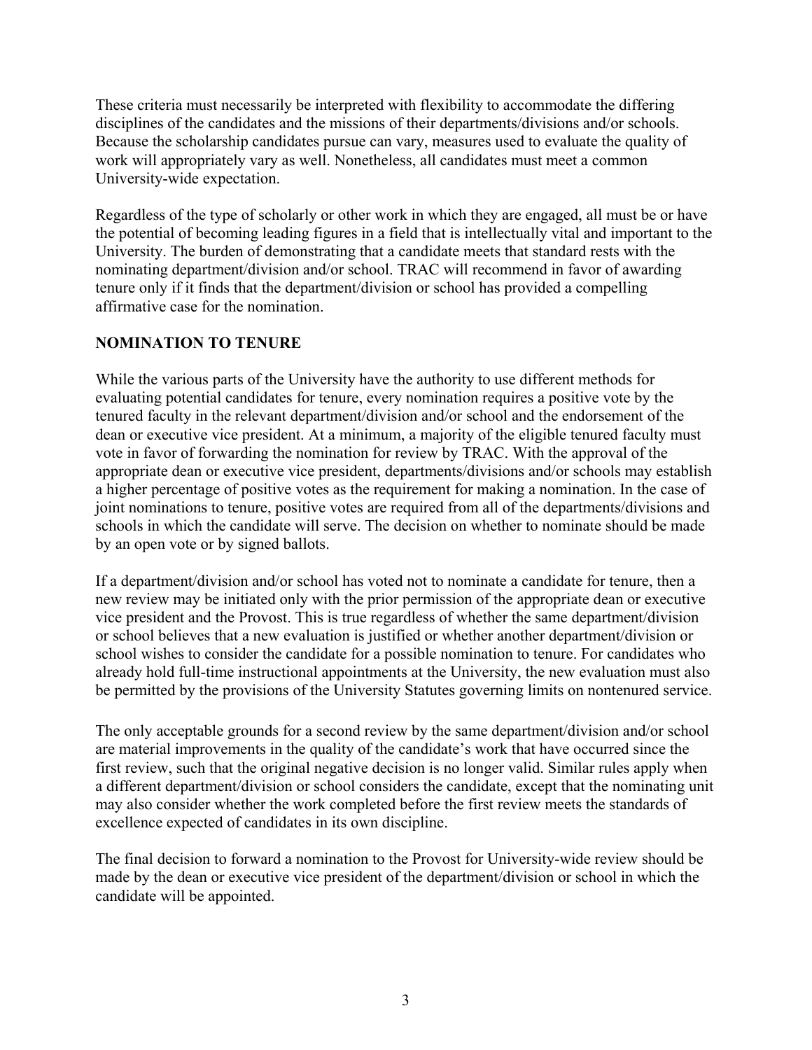These criteria must necessarily be interpreted with flexibility to accommodate the differing disciplines of the candidates and the missions of their departments/divisions and/or schools. Because the scholarship candidates pursue can vary, measures used to evaluate the quality of work will appropriately vary as well. Nonetheless, all candidates must meet a common University-wide expectation.

Regardless of the type of scholarly or other work in which they are engaged, all must be or have the potential of becoming leading figures in a field that is intellectually vital and important to the University. The burden of demonstrating that a candidate meets that standard rests with the nominating department/division and/or school. TRAC will recommend in favor of awarding tenure only if it finds that the department/division or school has provided a compelling affirmative case for the nomination.

## NOMINATION TO TENURE

While the various parts of the University have the authority to use different methods for evaluating potential candidates for tenure, every nomination requires a positive vote by the tenured faculty in the relevant department/division and/or school and the endorsement of the dean or executive vice president. At a minimum, a majority of the eligible tenured faculty must vote in favor of forwarding the nomination for review by TRAC. With the approval of the appropriate dean or executive vice president, departments/divisions and/or schools may establish a higher percentage of positive votes as the requirement for making a nomination. In the case of joint nominations to tenure, positive votes are required from all of the departments/divisions and schools in which the candidate will serve. The decision on whether to nominate should be made by an open vote or by signed ballots.

If a department/division and/or school has voted not to nominate a candidate for tenure, then a new review may be initiated only with the prior permission of the appropriate dean or executive vice president and the Provost. This is true regardless of whether the same department/division or school believes that a new evaluation is justified or whether another department/division or school wishes to consider the candidate for a possible nomination to tenure. For candidates who already hold full-time instructional appointments at the University, the new evaluation must also be permitted by the provisions of the University Statutes governing limits on nontenured service.

The only acceptable grounds for a second review by the same department/division and/or school are material improvements in the quality of the candidate's work that have occurred since the first review, such that the original negative decision is no longer valid. Similar rules apply when a different department/division or school considers the candidate, except that the nominating unit may also consider whether the work completed before the first review meets the standards of excellence expected of candidates in its own discipline.

The final decision to forward a nomination to the Provost for University-wide review should be made by the dean or executive vice president of the department/division or school in which the candidate will be appointed.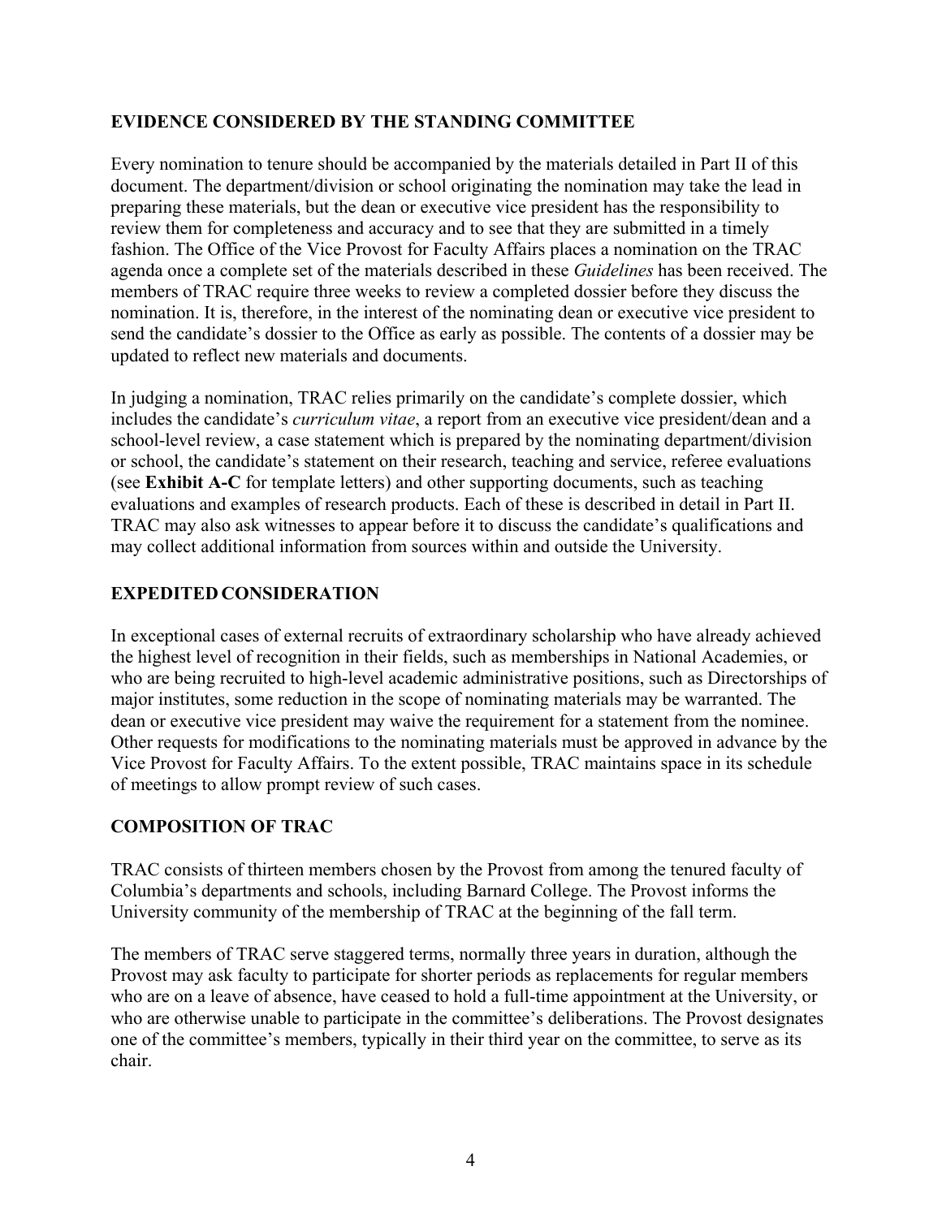## EVIDENCE CONSIDERED BY THE STANDING COMMITTEE

Every nomination to tenure should be accompanied by the materials detailed in Part II of this document. The department/division or school originating the nomination may take the lead in preparing these materials, but the dean or executive vice president has the responsibility to review them for completeness and accuracy and to see that they are submitted in a timely fashion. The Office of the Vice Provost for Faculty Affairs places a nomination on the TRAC agenda once a complete set of the materials described in these *Guidelines* has been received. The members of TRAC require three weeks to review a completed dossier before they discuss the nomination. It is, therefore, in the interest of the nominating dean or executive vice president to send the candidate's dossier to the Office as early as possible. The contents of a dossier may be updated to reflect new materials and documents.

In judging a nomination, TRAC relies primarily on the candidate's complete dossier, which includes the candidate's *curriculum vitae*, a report from an executive vice president/dean and a school-level review, a case statement which is prepared by the nominating department/division or school, the candidate's statement on their research, teaching and service, referee evaluations (see **Exhibit A-C** for template letters) and other supporting documents, such as teaching evaluations and examples of research products. Each of these is described in detail in Part II. TRAC may also ask witnesses to appear before it to discuss the candidate's qualifications and may collect additional information from sources within and outside the University.

## EXPEDITED CONSIDERATION

In exceptional cases of external recruits of extraordinary scholarship who have already achieved the highest level of recognition in their fields, such as memberships in National Academies, or who are being recruited to high-level academic administrative positions, such as Directorships of major institutes, some reduction in the scope of nominating materials may be warranted. The dean or executive vice president may waive the requirement for a statement from the nominee. Other requests for modifications to the nominating materials must be approved in advance by the Vice Provost for Faculty Affairs. To the extent possible, TRAC maintains space in its schedule of meetings to allow prompt review of such cases.

## COMPOSITION OF TRAC

TRAC consists of thirteen members chosen by the Provost from among the tenured faculty of Columbia's departments and schools, including Barnard College. The Provost informs the University community of the membership of TRAC at the beginning of the fall term.

The members of TRAC serve staggered terms, normally three years in duration, although the Provost may ask faculty to participate for shorter periods as replacements for regular members who are on a leave of absence, have ceased to hold a full-time appointment at the University, or who are otherwise unable to participate in the committee's deliberations. The Provost designates one of the committee's members, typically in their third year on the committee, to serve as its chair.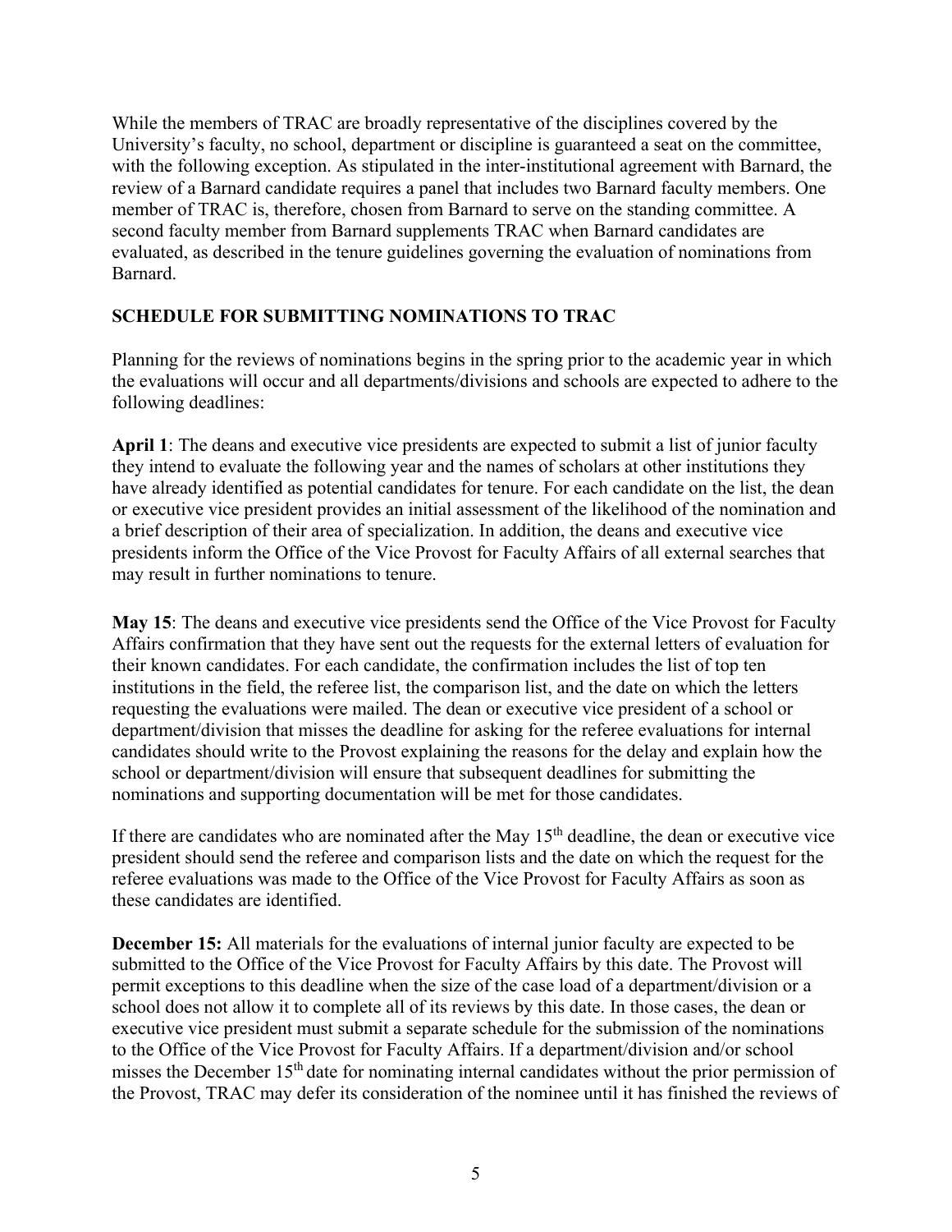While the members of TRAC are broadly representative of the disciplines covered by the University's faculty, no school, department or discipline is guaranteed a seat on the committee, with the following exception. As stipulated in the inter-institutional agreement with Barnard, the review of a Barnard candidate requires a panel that includes two Barnard faculty members. One member of TRAC is, therefore, chosen from Barnard to serve on the standing committee. A second faculty member from Barnard supplements TRAC when Barnard candidates are evaluated, as described in the tenure guidelines governing the evaluation of nominations from Barnard.

## SCHEDULE FOR SUBMITTING NOMINATIONS TO TRAC

Planning for the reviews of nominations begins in the spring prior to the academic year in which the evaluations will occur and all departments/divisions and schools are expected to adhere to the following deadlines:

**April 1**: The deans and executive vice presidents are expected to submit a list of junior faculty they intend to evaluate the following year and the names of scholars at other institutions they have already identified as potential candidates for tenure. For each candidate on the list, the dean or executive vice president provides an initial assessment of the likelihood of the nomination and a brief description of their area of specialization. In addition, the deans and executive vice presidents inform the Office of the Vice Provost for Faculty Affairs of all external searches that may result in further nominations to tenure.

**May 15**: The deans and executive vice presidents send the Office of the Vice Provost for Faculty Affairs confirmation that they have sent out the requests for the external letters of evaluation for their known candidates. For each candidate, the confirmation includes the list of top ten institutions in the field, the referee list, the comparison list, and the date on which the letters requesting the evaluations were mailed. The dean or executive vice president of a school or department/division that misses the deadline for asking for the referee evaluations for internal candidates should write to the Provost explaining the reasons for the delay and explain how the school or department/division will ensure that subsequent deadlines for submitting the nominations and supporting documentation will be met for those candidates.

If there are candidates who are nominated after the May 15th deadline, the dean or executive vice president should send the referee and comparison lists and the date on which the request for the referee evaluations was made to the Office of the Vice Provost for Faculty Affairs as soon as these candidates are identified.

**December 15:** All materials for the evaluations of internal junior faculty are expected to be submitted to the Office of the Vice Provost for Faculty Affairs by this date. The Provost will permit exceptions to this deadline when the size of the case load of a department/division or a school does not allow it to complete all of its reviews by this date. In those cases, the dean or executive vice president must submit a separate schedule for the submission of the nominations to the Office of the Vice Provost for Faculty Affairs. If a department/division and/or school misses the December 15th date for nominating internal candidates without the prior permission of the Provost, TRAC may defer its consideration of the nominee until it has finished the reviews of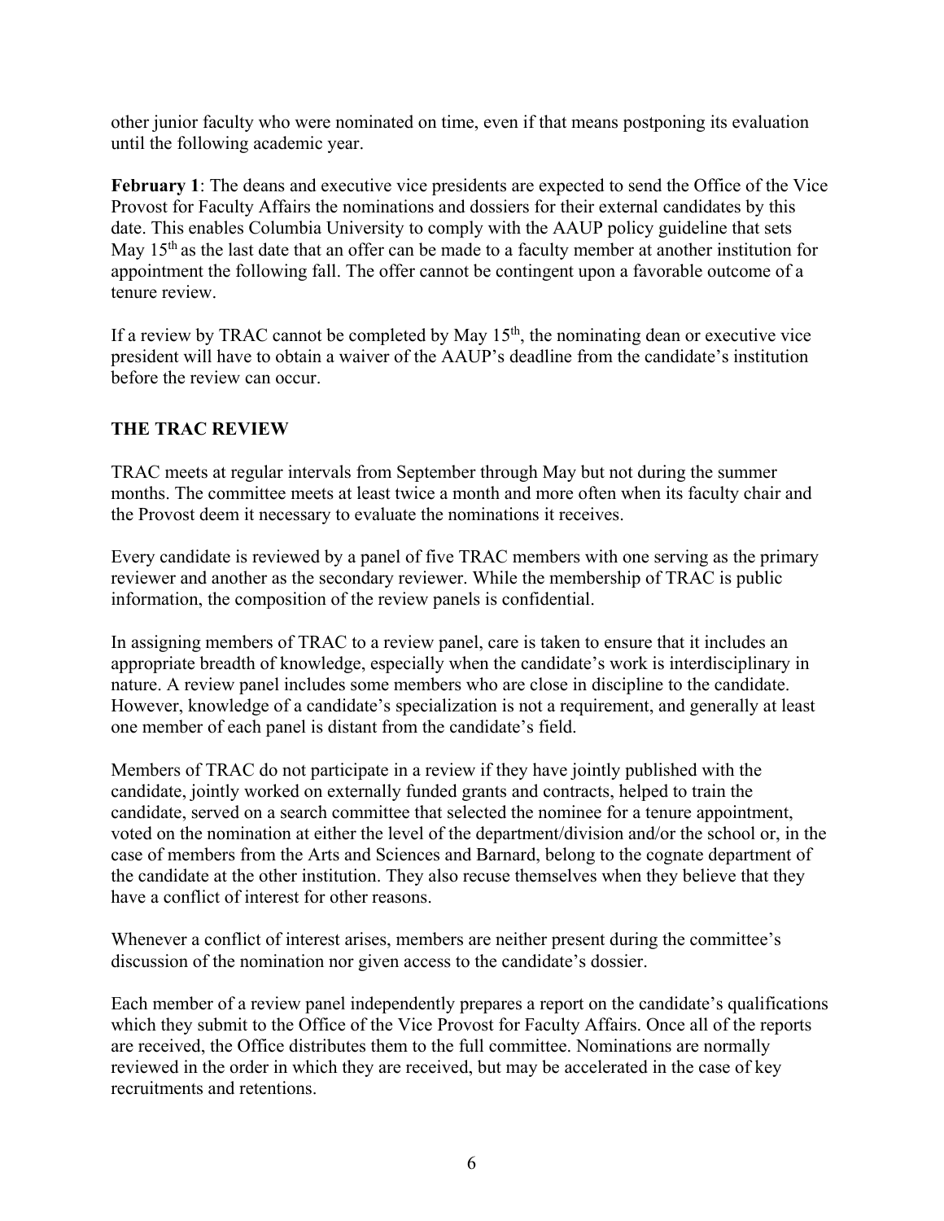other junior faculty who were nominated on time, even if that means postponing its evaluation until the following academic year.

**February 1**: The deans and executive vice presidents are expected to send the Office of the Vice Provost for Faculty Affairs the nominations and dossiers for their external candidates by this date. This enables Columbia University to comply with the AAUP policy guideline that sets May 15th as the last date that an offer can be made to a faculty member at another institution for appointment the following fall. The offer cannot be contingent upon a favorable outcome of a tenure review.

If a review by TRAC cannot be completed by May 15th, the nominating dean or executive vice president will have to obtain a waiver of the AAUP's deadline from the candidate's institution before the review can occur.

## THE TRAC REVIEW

TRAC meets at regular intervals from September through May but not during the summer months. The committee meets at least twice a month and more often when its faculty chair and the Provost deem it necessary to evaluate the nominations it receives.

Every candidate is reviewed by a panel of five TRAC members with one serving as the primary reviewer and another as the secondary reviewer. While the membership of TRAC is public information, the composition of the review panels is confidential.

In assigning members of TRAC to a review panel, care is taken to ensure that it includes an appropriate breadth of knowledge, especially when the candidate's work is interdisciplinary in nature. A review panel includes some members who are close in discipline to the candidate. However, knowledge of a candidate's specialization is not a requirement, and generally at least one member of each panel is distant from the candidate's field.

Members of TRAC do not participate in a review if they have jointly published with the candidate, jointly worked on externally funded grants and contracts, helped to train the candidate, served on a search committee that selected the nominee for a tenure appointment, voted on the nomination at either the level of the department/division and/or the school or, in the case of members from the Arts and Sciences and Barnard, belong to the cognate department of the candidate at the other institution. They also recuse themselves when they believe that they have a conflict of interest for other reasons.

Whenever a conflict of interest arises, members are neither present during the committee's discussion of the nomination nor given access to the candidate's dossier.

Each member of a review panel independently prepares a report on the candidate's qualifications which they submit to the Office of the Vice Provost for Faculty Affairs. Once all of the reports are received, the Office distributes them to the full committee. Nominations are normally reviewed in the order in which they are received, but may be accelerated in the case of key recruitments and retentions.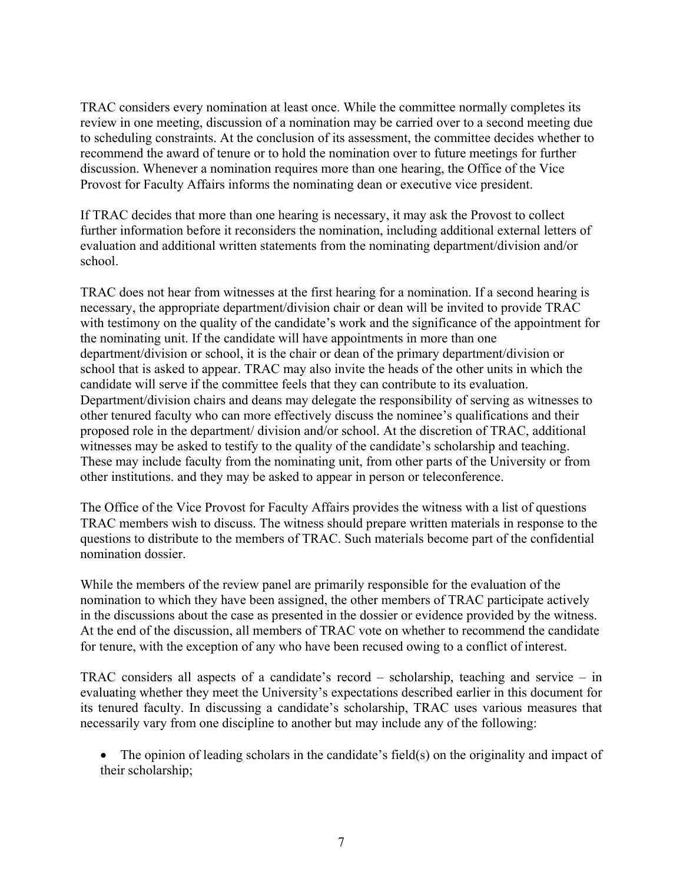TRAC considers every nomination at least once. While the committee normally completes its review in one meeting, discussion of a nomination may be carried over to a second meeting due to scheduling constraints. At the conclusion of its assessment, the committee decides whether to recommend the award of tenure or to hold the nomination over to future meetings for further discussion. Whenever a nomination requires more than one hearing, the Office of the Vice Provost for Faculty Affairs informs the nominating dean or executive vice president.

If TRAC decides that more than one hearing is necessary, it may ask the Provost to collect further information before it reconsiders the nomination, including additional external letters of evaluation and additional written statements from the nominating department/division and/or school.

TRAC does not hear from witnesses at the first hearing for a nomination. If a second hearing is necessary, the appropriate department/division chair or dean will be invited to provide TRAC with testimony on the quality of the candidate's work and the significance of the appointment for the nominating unit. If the candidate will have appointments in more than one department/division or school, it is the chair or dean of the primary department/division or school that is asked to appear. TRAC may also invite the heads of the other units in which the candidate will serve if the committee feels that they can contribute to its evaluation. Department/division chairs and deans may delegate the responsibility of serving as witnesses to other tenured faculty who can more effectively discuss the nominee's qualifications and their proposed role in the department/ division and/or school. At the discretion of TRAC, additional witnesses may be asked to testify to the quality of the candidate's scholarship and teaching. These may include faculty from the nominating unit, from other parts of the University or from other institutions. and they may be asked to appear in person or teleconference.

The Office of the Vice Provost for Faculty Affairs provides the witness with a list of questions TRAC members wish to discuss. The witness should prepare written materials in response to the questions to distribute to the members of TRAC. Such materials become part of the confidential nomination dossier.

While the members of the review panel are primarily responsible for the evaluation of the nomination to which they have been assigned, the other members of TRAC participate actively in the discussions about the case as presented in the dossier or evidence provided by the witness. At the end of the discussion, all members of TRAC vote on whether to recommend the candidate for tenure, with the exception of any who have been recused owing to a conflict of interest.

TRAC considers all aspects of a candidate's record – scholarship, teaching and service – in evaluating whether they meet the University's expectations described earlier in this document for its tenured faculty. In discussing a candidate's scholarship, TRAC uses various measures that necessarily vary from one discipline to another but may include any of the following:

- The opinion of leading scholars in the candidate's field(s) on the originality and impact of their scholarship;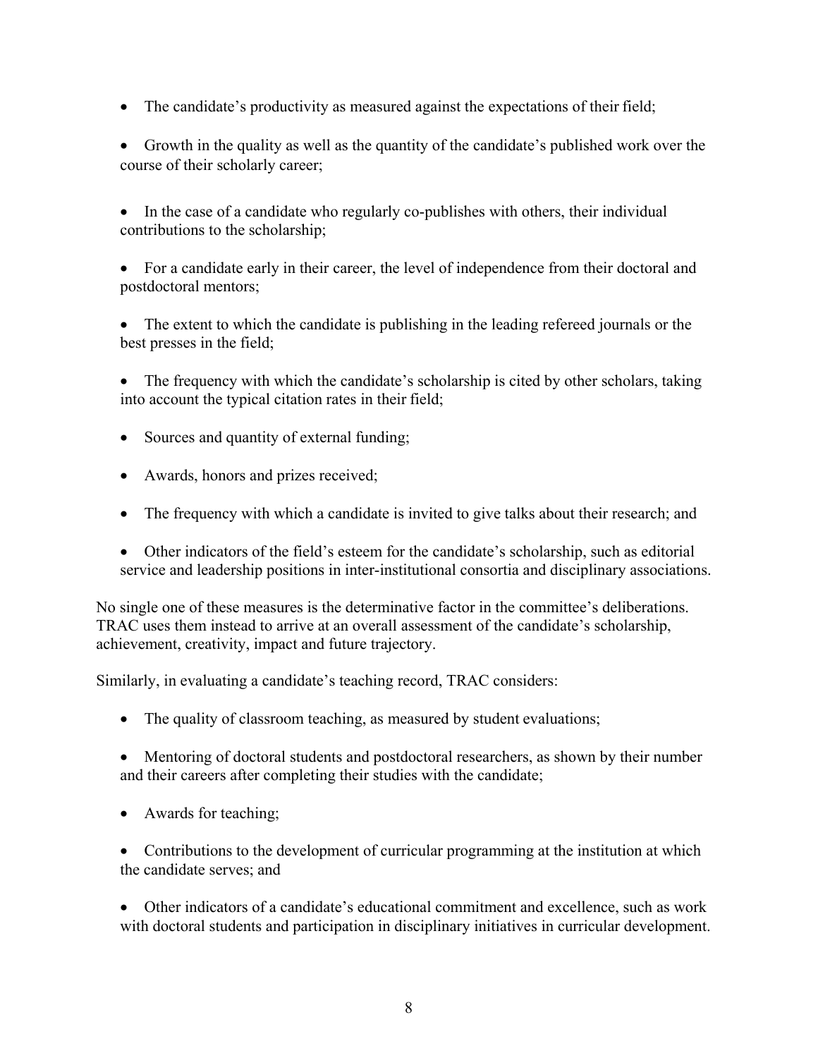- The candidate's productivity as measured against the expectations of their field;

- Growth in the quality as well as the quantity of the candidate's published work over the course of their scholarly career;

- In the case of a candidate who regularly co-publishes with others, their individual contributions to the scholarship;

- For a candidate early in their career, the level of independence from their doctoral and postdoctoral mentors;

- The extent to which the candidate is publishing in the leading refereed journals or the best presses in the field;

- The frequency with which the candidate's scholarship is cited by other scholars, taking into account the typical citation rates in their field;

- Sources and quantity of external funding;

- Awards, honors and prizes received;

- The frequency with which a candidate is invited to give talks about their research; and

- Other indicators of the field's esteem for the candidate's scholarship, such as editorial service and leadership positions in inter-institutional consortia and disciplinary associations.

No single one of these measures is the determinative factor in the committee's deliberations. TRAC uses them instead to arrive at an overall assessment of the candidate's scholarship, achievement, creativity, impact and future trajectory.

Similarly, in evaluating a candidate's teaching record, TRAC considers:

- The quality of classroom teaching, as measured by student evaluations;

- Mentoring of doctoral students and postdoctoral researchers, as shown by their number and their careers after completing their studies with the candidate;

- Awards for teaching;

- Contributions to the development of curricular programming at the institution at which the candidate serves; and

- Other indicators of a candidate's educational commitment and excellence, such as work with doctoral students and participation in disciplinary initiatives in curricular development.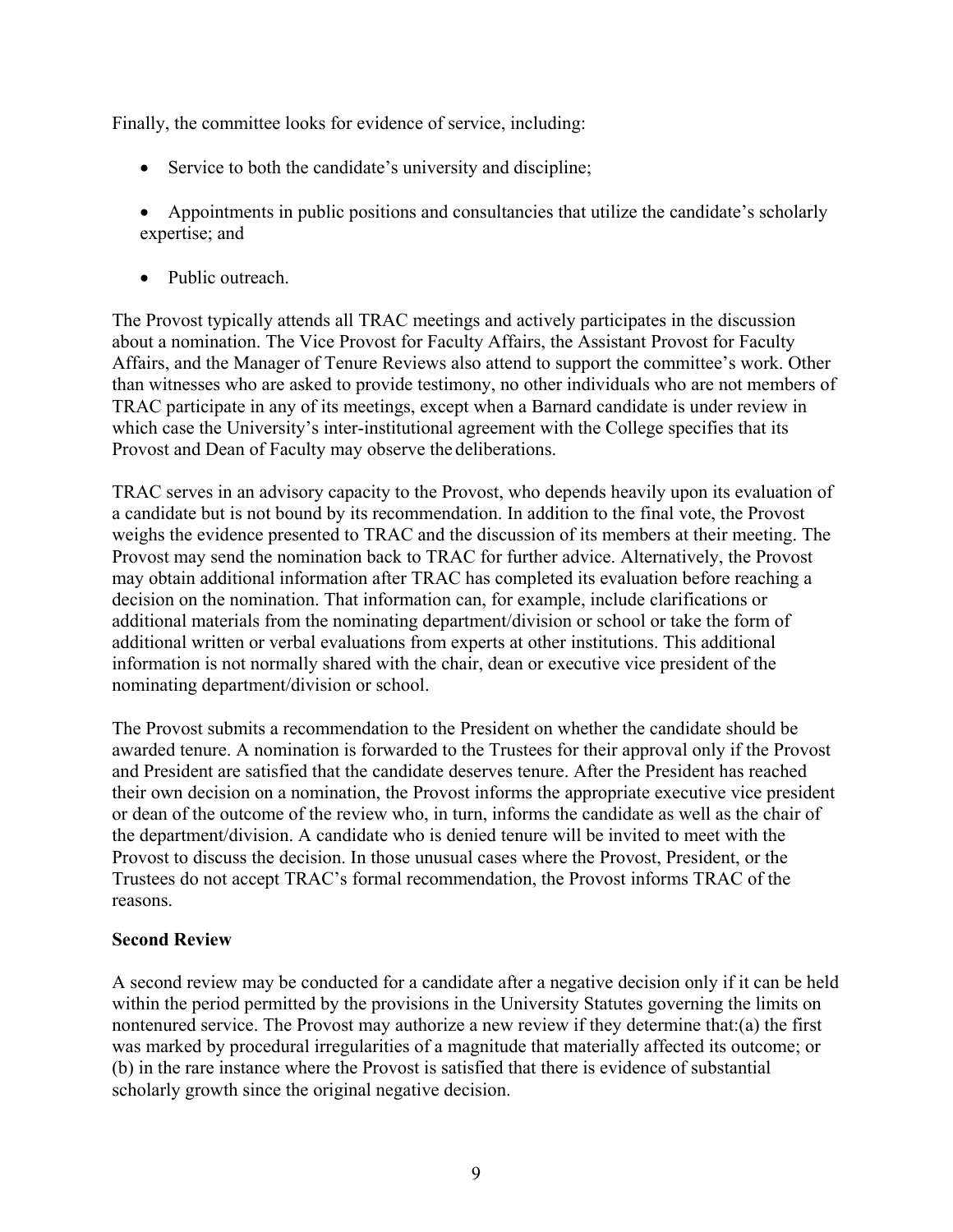Finally, the committee looks for evidence of service, including:

- Service to both the candidate's university and discipline;
- Appointments in public positions and consultancies that utilize the candidate's scholarly expertise; and
- Public outreach.

The Provost typically attends all TRAC meetings and actively participates in the discussion about a nomination. The Vice Provost for Faculty Affairs, the Assistant Provost for Faculty Affairs, and the Manager of Tenure Reviews also attend to support the committee's work. Other than witnesses who are asked to provide testimony, no other individuals who are not members of TRAC participate in any of its meetings, except when a Barnard candidate is under review in which case the University's inter-institutional agreement with the College specifies that its Provost and Dean of Faculty may observe the deliberations.

TRAC serves in an advisory capacity to the Provost, who depends heavily upon its evaluation of a candidate but is not bound by its recommendation. In addition to the final vote, the Provost weighs the evidence presented to TRAC and the discussion of its members at their meeting. The Provost may send the nomination back to TRAC for further advice. Alternatively, the Provost may obtain additional information after TRAC has completed its evaluation before reaching a decision on the nomination. That information can, for example, include clarifications or additional materials from the nominating department/division or school or take the form of additional written or verbal evaluations from experts at other institutions. This additional information is not normally shared with the chair, dean or executive vice president of the nominating department/division or school.

The Provost submits a recommendation to the President on whether the candidate should be awarded tenure. A nomination is forwarded to the Trustees for their approval only if the Provost and President are satisfied that the candidate deserves tenure. After the President has reached their own decision on a nomination, the Provost informs the appropriate executive vice president or dean of the outcome of the review who, in turn, informs the candidate as well as the chair of the department/division. A candidate who is denied tenure will be invited to meet with the Provost to discuss the decision. In those unusual cases where the Provost, President, or the Trustees do not accept TRAC's formal recommendation, the Provost informs TRAC of the reasons.

**Second Review**

A second review may be conducted for a candidate after a negative decision only if it can be held within the period permitted by the provisions in the University Statutes governing the limits on nontenured service. The Provost may authorize a new review if they determine that:(a) the first was marked by procedural irregularities of a magnitude that materially affected its outcome; or (b) in the rare instance where the Provost is satisfied that there is evidence of substantial scholarly growth since the original negative decision.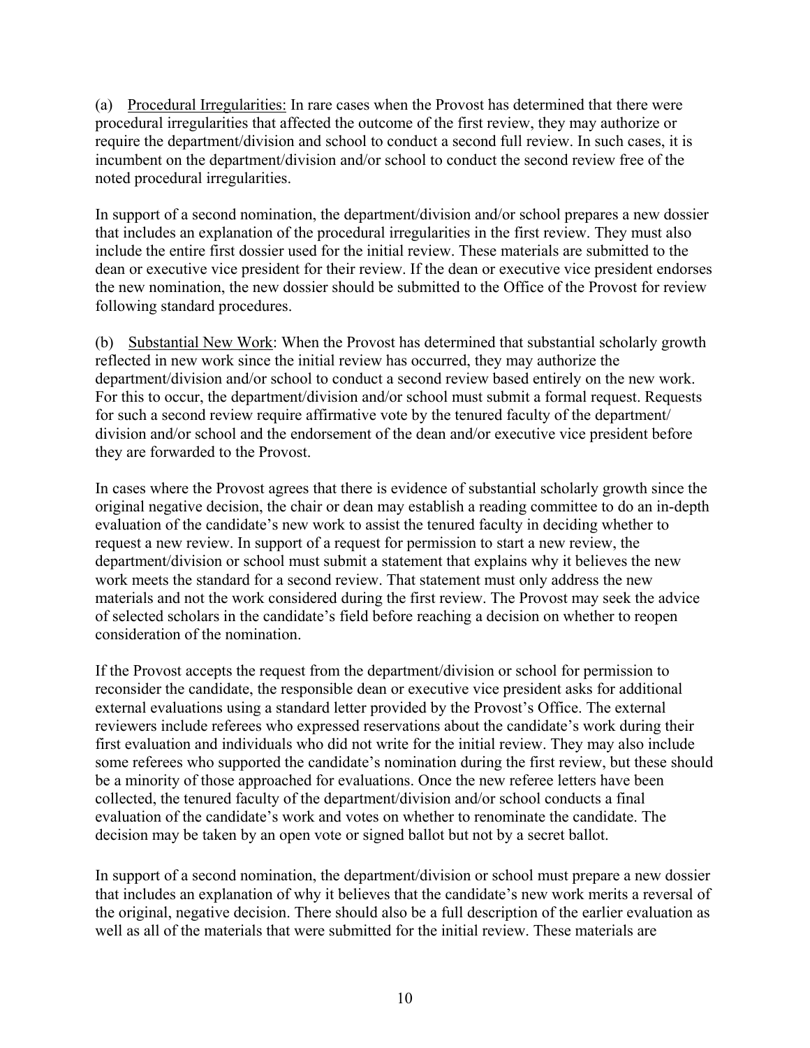(a) <u>Procedural Irregularities:</u> In rare cases when the Provost has determined that there were procedural irregularities that affected the outcome of the first review, they may authorize or require the department/division and school to conduct a second full review. In such cases, it is incumbent on the department/division and/or school to conduct the second review free of the noted procedural irregularities.

In support of a second nomination, the department/division and/or school prepares a new dossier that includes an explanation of the procedural irregularities in the first review. They must also include the entire first dossier used for the initial review. These materials are submitted to the dean or executive vice president for their review. If the dean or executive vice president endorses the new nomination, the new dossier should be submitted to the Office of the Provost for review following standard procedures.

(b) <u>Substantial New Work</u>: When the Provost has determined that substantial scholarly growth reflected in new work since the initial review has occurred, they may authorize the department/division and/or school to conduct a second review based entirely on the new work. For this to occur, the department/division and/or school must submit a formal request. Requests for such a second review require affirmative vote by the tenured faculty of the department/division and/or school and the endorsement of the dean and/or executive vice president before they are forwarded to the Provost.

In cases where the Provost agrees that there is evidence of substantial scholarly growth since the original negative decision, the chair or dean may establish a reading committee to do an in-depth evaluation of the candidate's new work to assist the tenured faculty in deciding whether to request a new review. In support of a request for permission to start a new review, the department/division or school must submit a statement that explains why it believes the new work meets the standard for a second review. That statement must only address the new materials and not the work considered during the first review. The Provost may seek the advice of selected scholars in the candidate's field before reaching a decision on whether to reopen consideration of the nomination.

If the Provost accepts the request from the department/division or school for permission to reconsider the candidate, the responsible dean or executive vice president asks for additional external evaluations using a standard letter provided by the Provost's Office. The external reviewers include referees who expressed reservations about the candidate's work during their first evaluation and individuals who did not write for the initial review. They may also include some referees who supported the candidate's nomination during the first review, but these should be a minority of those approached for evaluations. Once the new referee letters have been collected, the tenured faculty of the department/division and/or school conducts a final evaluation of the candidate's work and votes on whether to renominate the candidate. The decision may be taken by an open vote or signed ballot but not by a secret ballot.

In support of a second nomination, the department/division or school must prepare a new dossier that includes an explanation of why it believes that the candidate's new work merits a reversal of the original, negative decision. There should also be a full description of the earlier evaluation as well as all of the materials that were submitted for the initial review. These materials are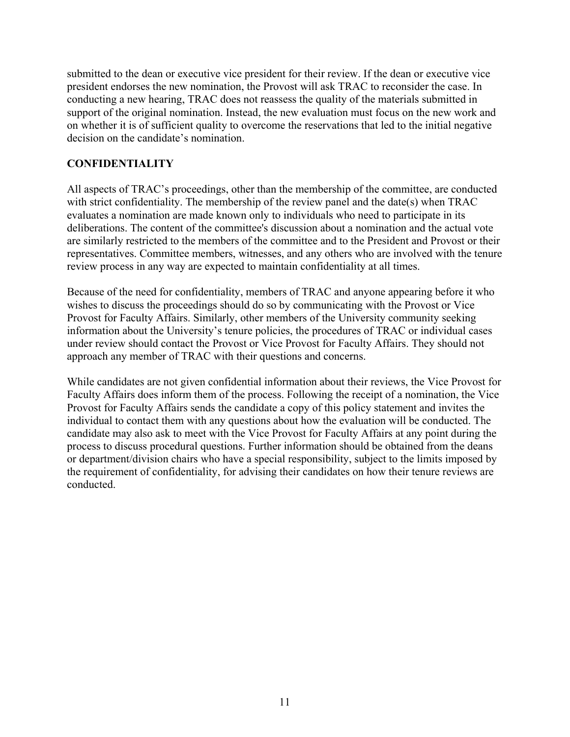submitted to the dean or executive vice president for their review. If the dean or executive vice president endorses the new nomination, the Provost will ask TRAC to reconsider the case. In conducting a new hearing, TRAC does not reassess the quality of the materials submitted in support of the original nomination. Instead, the new evaluation must focus on the new work and on whether it is of sufficient quality to overcome the reservations that led to the initial negative decision on the candidate's nomination.

## CONFIDENTIALITY

All aspects of TRAC's proceedings, other than the membership of the committee, are conducted with strict confidentiality. The membership of the review panel and the date(s) when TRAC evaluates a nomination are made known only to individuals who need to participate in its deliberations. The content of the committee's discussion about a nomination and the actual vote are similarly restricted to the members of the committee and to the President and Provost or their representatives. Committee members, witnesses, and any others who are involved with the tenure review process in any way are expected to maintain confidentiality at all times.

Because of the need for confidentiality, members of TRAC and anyone appearing before it who wishes to discuss the proceedings should do so by communicating with the Provost or Vice Provost for Faculty Affairs. Similarly, other members of the University community seeking information about the University's tenure policies, the procedures of TRAC or individual cases under review should contact the Provost or Vice Provost for Faculty Affairs. They should not approach any member of TRAC with their questions and concerns.

While candidates are not given confidential information about their reviews, the Vice Provost for Faculty Affairs does inform them of the process. Following the receipt of a nomination, the Vice Provost for Faculty Affairs sends the candidate a copy of this policy statement and invites the individual to contact them with any questions about how the evaluation will be conducted. The candidate may also ask to meet with the Vice Provost for Faculty Affairs at any point during the process to discuss procedural questions. Further information should be obtained from the deans or department/division chairs who have a special responsibility, subject to the limits imposed by the requirement of confidentiality, for advising their candidates on how their tenure reviews are conducted.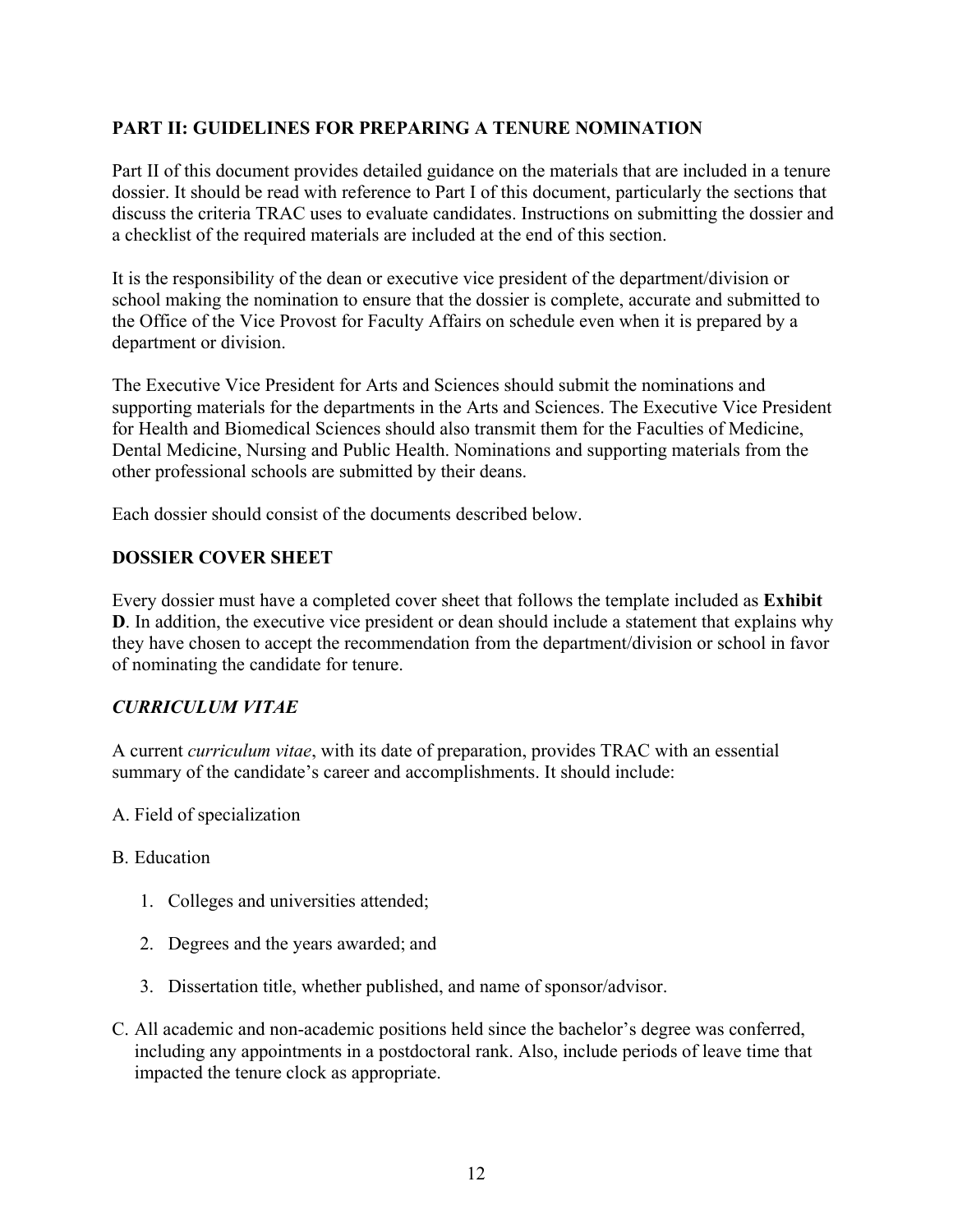## PART II: GUIDELINES FOR PREPARING A TENURE NOMINATION

Part II of this document provides detailed guidance on the materials that are included in a tenure dossier. It should be read with reference to Part I of this document, particularly the sections that discuss the criteria TRAC uses to evaluate candidates. Instructions on submitting the dossier and a checklist of the required materials are included at the end of this section.

It is the responsibility of the dean or executive vice president of the department/division or school making the nomination to ensure that the dossier is complete, accurate and submitted to the Office of the Vice Provost for Faculty Affairs on schedule even when it is prepared by a department or division.

The Executive Vice President for Arts and Sciences should submit the nominations and supporting materials for the departments in the Arts and Sciences. The Executive Vice President for Health and Biomedical Sciences should also transmit them for the Faculties of Medicine, Dental Medicine, Nursing and Public Health. Nominations and supporting materials from the other professional schools are submitted by their deans.

Each dossier should consist of the documents described below.

### DOSSIER COVER SHEET

Every dossier must have a completed cover sheet that follows the template included as **Exhibit D**. In addition, the executive vice president or dean should include a statement that explains why they have chosen to accept the recommendation from the department/division or school in favor of nominating the candidate for tenure.

### *CURRICULUM VITAE*

A current *curriculum vitae*, with its date of preparation, provides TRAC with an essential summary of the candidate's career and accomplishments. It should include:

A. Field of specialization

B. Education

1. Colleges and universities attended;
2. Degrees and the years awarded; and
3. Dissertation title, whether published, and name of sponsor/advisor.

C. All academic and non-academic positions held since the bachelor's degree was conferred, including any appointments in a postdoctoral rank. Also, include periods of leave time that impacted the tenure clock as appropriate.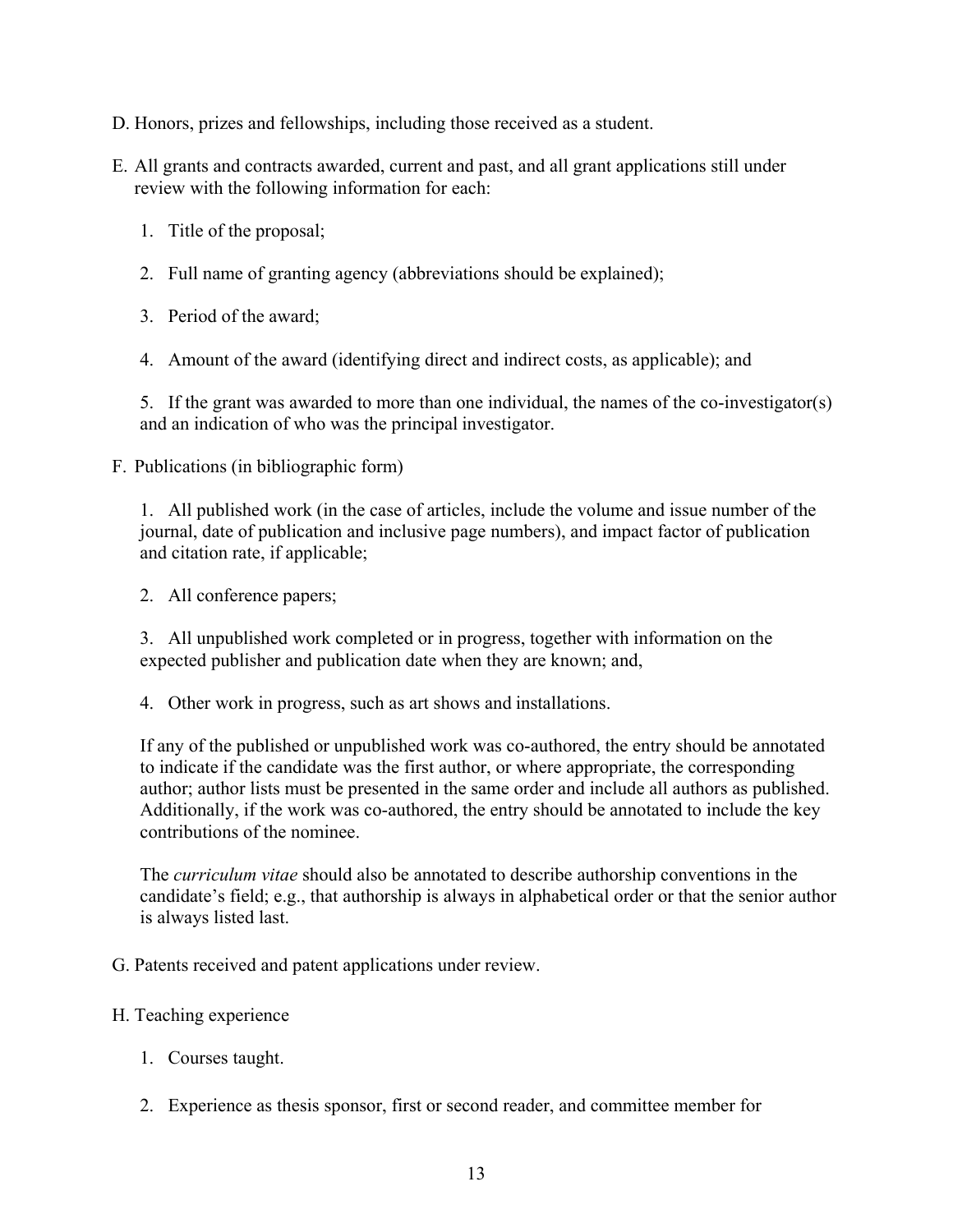D. Honors, prizes and fellowships, including those received as a student.

E. All grants and contracts awarded, current and past, and all grant applications still under review with the following information for each:

1. Title of the proposal;

2. Full name of granting agency (abbreviations should be explained);

3. Period of the award;

4. Amount of the award (identifying direct and indirect costs, as applicable); and

5. If the grant was awarded to more than one individual, the names of the co-investigator(s) and an indication of who was the principal investigator.

F. Publications (in bibliographic form)

1. All published work (in the case of articles, include the volume and issue number of the journal, date of publication and inclusive page numbers), and impact factor of publication and citation rate, if applicable;

2. All conference papers;

3. All unpublished work completed or in progress, together with information on the expected publisher and publication date when they are known; and,

4. Other work in progress, such as art shows and installations.

If any of the published or unpublished work was co-authored, the entry should be annotated to indicate if the candidate was the first author, or where appropriate, the corresponding author; author lists must be presented in the same order and include all authors as published. Additionally, if the work was co-authored, the entry should be annotated to include the key contributions of the nominee.

The *curriculum vitae* should also be annotated to describe authorship conventions in the candidate's field; e.g., that authorship is always in alphabetical order or that the senior author is always listed last.

G. Patents received and patent applications under review.

H. Teaching experience

1. Courses taught.

2. Experience as thesis sponsor, first or second reader, and committee member for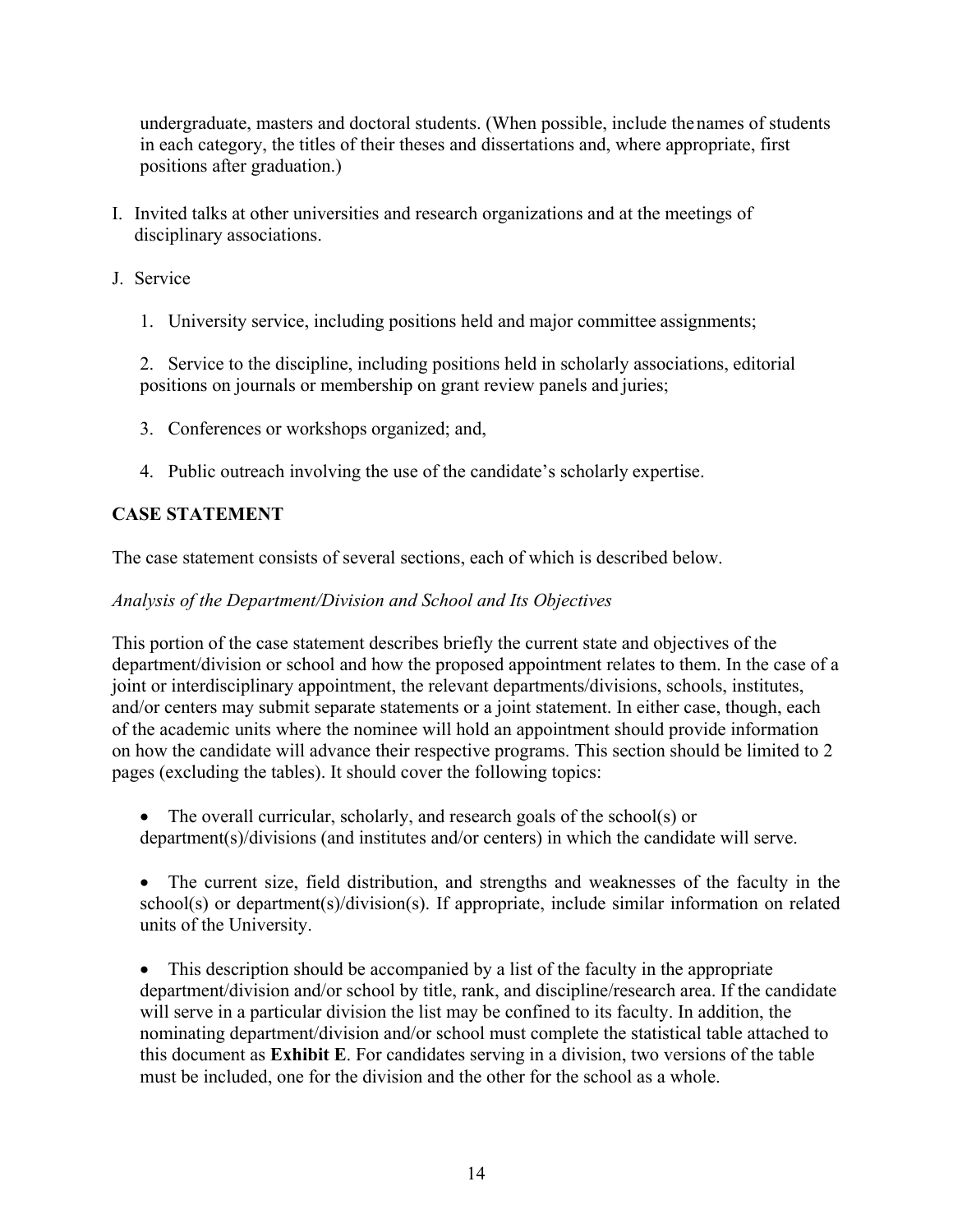undergraduate, masters and doctoral students. (When possible, include the names of students in each category, the titles of their theses and dissertations and, where appropriate, first positions after graduation.)

I. Invited talks at other universities and research organizations and at the meetings of disciplinary associations.

J. Service

1. University service, including positions held and major committee assignments;

2. Service to the discipline, including positions held in scholarly associations, editorial positions on journals or membership on grant review panels and juries;

3. Conferences or workshops organized; and,

4. Public outreach involving the use of the candidate's scholarly expertise.

**CASE STATEMENT**

The case statement consists of several sections, each of which is described below.

*Analysis of the Department/Division and School and Its Objectives*

This portion of the case statement describes briefly the current state and objectives of the department/division or school and how the proposed appointment relates to them. In the case of a joint or interdisciplinary appointment, the relevant departments/divisions, schools, institutes, and/or centers may submit separate statements or a joint statement. In either case, though, each of the academic units where the nominee will hold an appointment should provide information on how the candidate will advance their respective programs. This section should be limited to 2 pages (excluding the tables). It should cover the following topics:

- The overall curricular, scholarly, and research goals of the school(s) or department(s)/divisions (and institutes and/or centers) in which the candidate will serve.

- The current size, field distribution, and strengths and weaknesses of the faculty in the school(s) or department(s)/division(s). If appropriate, include similar information on related units of the University.

- This description should be accompanied by a list of the faculty in the appropriate department/division and/or school by title, rank, and discipline/research area. If the candidate will serve in a particular division the list may be confined to its faculty. In addition, the nominating department/division and/or school must complete the statistical table attached to this document as **Exhibit E**. For candidates serving in a division, two versions of the table must be included, one for the division and the other for the school as a whole.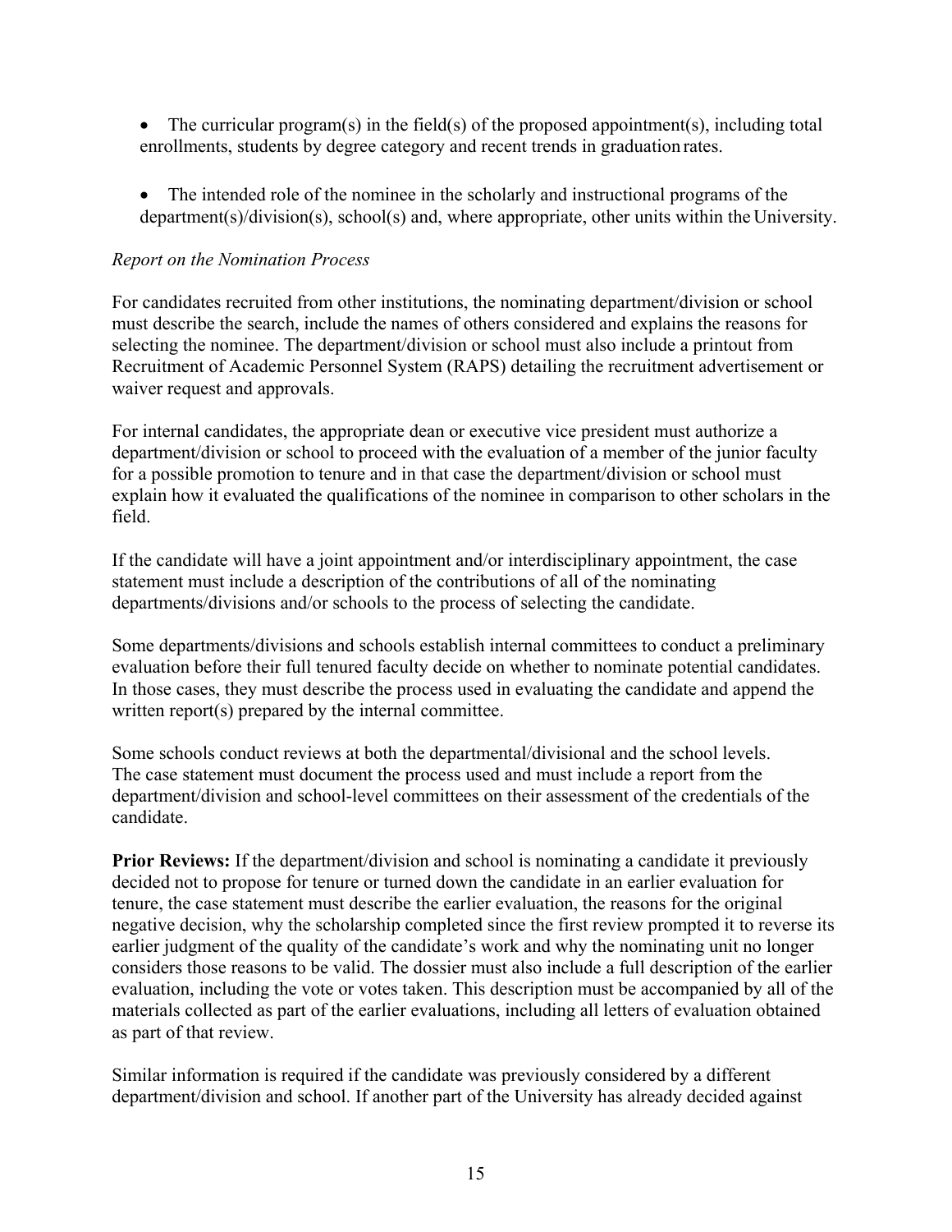- The curricular program(s) in the field(s) of the proposed appointment(s), including total enrollments, students by degree category and recent trends in graduation rates.

- The intended role of the nominee in the scholarly and instructional programs of the department(s)/division(s), school(s) and, where appropriate, other units within the University.

*Report on the Nomination Process*

For candidates recruited from other institutions, the nominating department/division or school must describe the search, include the names of others considered and explains the reasons for selecting the nominee. The department/division or school must also include a printout from Recruitment of Academic Personnel System (RAPS) detailing the recruitment advertisement or waiver request and approvals.

For internal candidates, the appropriate dean or executive vice president must authorize a department/division or school to proceed with the evaluation of a member of the junior faculty for a possible promotion to tenure and in that case the department/division or school must explain how it evaluated the qualifications of the nominee in comparison to other scholars in the field.

If the candidate will have a joint appointment and/or interdisciplinary appointment, the case statement must include a description of the contributions of all of the nominating departments/divisions and/or schools to the process of selecting the candidate.

Some departments/divisions and schools establish internal committees to conduct a preliminary evaluation before their full tenured faculty decide on whether to nominate potential candidates. In those cases, they must describe the process used in evaluating the candidate and append the written report(s) prepared by the internal committee.

Some schools conduct reviews at both the departmental/divisional and the school levels. The case statement must document the process used and must include a report from the department/division and school-level committees on their assessment of the credentials of the candidate.

**Prior Reviews:** If the department/division and school is nominating a candidate it previously decided not to propose for tenure or turned down the candidate in an earlier evaluation for tenure, the case statement must describe the earlier evaluation, the reasons for the original negative decision, why the scholarship completed since the first review prompted it to reverse its earlier judgment of the quality of the candidate's work and why the nominating unit no longer considers those reasons to be valid. The dossier must also include a full description of the earlier evaluation, including the vote or votes taken. This description must be accompanied by all of the materials collected as part of the earlier evaluations, including all letters of evaluation obtained as part of that review.

Similar information is required if the candidate was previously considered by a different department/division and school. If another part of the University has already decided against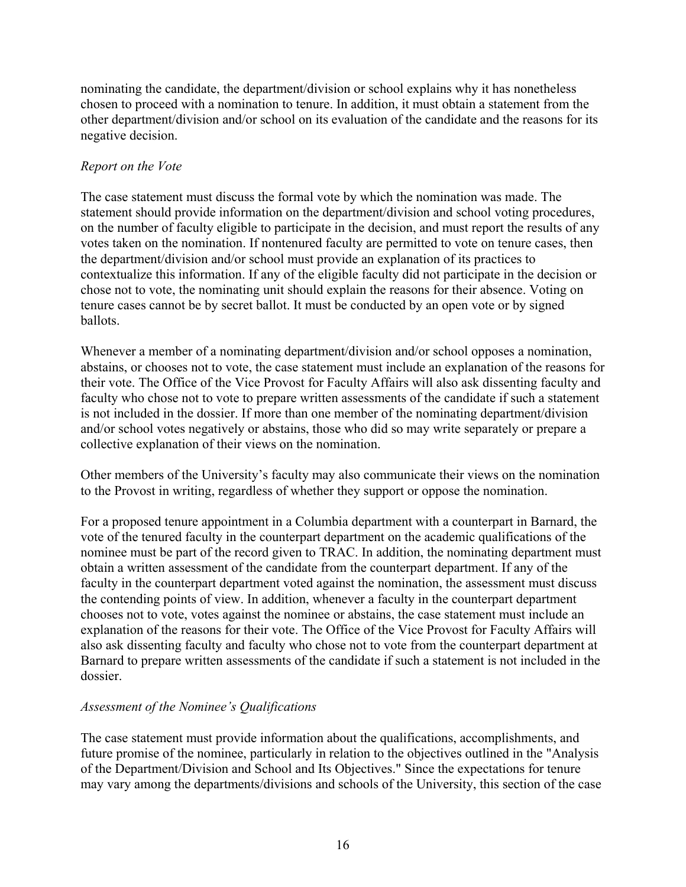nominating the candidate, the department/division or school explains why it has nonetheless chosen to proceed with a nomination to tenure. In addition, it must obtain a statement from the other department/division and/or school on its evaluation of the candidate and the reasons for its negative decision.

*Report on the Vote*

The case statement must discuss the formal vote by which the nomination was made. The statement should provide information on the department/division and school voting procedures, on the number of faculty eligible to participate in the decision, and must report the results of any votes taken on the nomination. If nontenured faculty are permitted to vote on tenure cases, then the department/division and/or school must provide an explanation of its practices to contextualize this information. If any of the eligible faculty did not participate in the decision or chose not to vote, the nominating unit should explain the reasons for their absence. Voting on tenure cases cannot be by secret ballot. It must be conducted by an open vote or by signed ballots.

Whenever a member of a nominating department/division and/or school opposes a nomination, abstains, or chooses not to vote, the case statement must include an explanation of the reasons for their vote. The Office of the Vice Provost for Faculty Affairs will also ask dissenting faculty and faculty who chose not to vote to prepare written assessments of the candidate if such a statement is not included in the dossier. If more than one member of the nominating department/division and/or school votes negatively or abstains, those who did so may write separately or prepare a collective explanation of their views on the nomination.

Other members of the University's faculty may also communicate their views on the nomination to the Provost in writing, regardless of whether they support or oppose the nomination.

For a proposed tenure appointment in a Columbia department with a counterpart in Barnard, the vote of the tenured faculty in the counterpart department on the academic qualifications of the nominee must be part of the record given to TRAC. In addition, the nominating department must obtain a written assessment of the candidate from the counterpart department. If any of the faculty in the counterpart department voted against the nomination, the assessment must discuss the contending points of view. In addition, whenever a faculty in the counterpart department chooses not to vote, votes against the nominee or abstains, the case statement must include an explanation of the reasons for their vote. The Office of the Vice Provost for Faculty Affairs will also ask dissenting faculty and faculty who chose not to vote from the counterpart department at Barnard to prepare written assessments of the candidate if such a statement is not included in the dossier.

*Assessment of the Nominee's Qualifications*

The case statement must provide information about the qualifications, accomplishments, and future promise of the nominee, particularly in relation to the objectives outlined in the "Analysis of the Department/Division and School and Its Objectives." Since the expectations for tenure may vary among the departments/divisions and schools of the University, this section of the case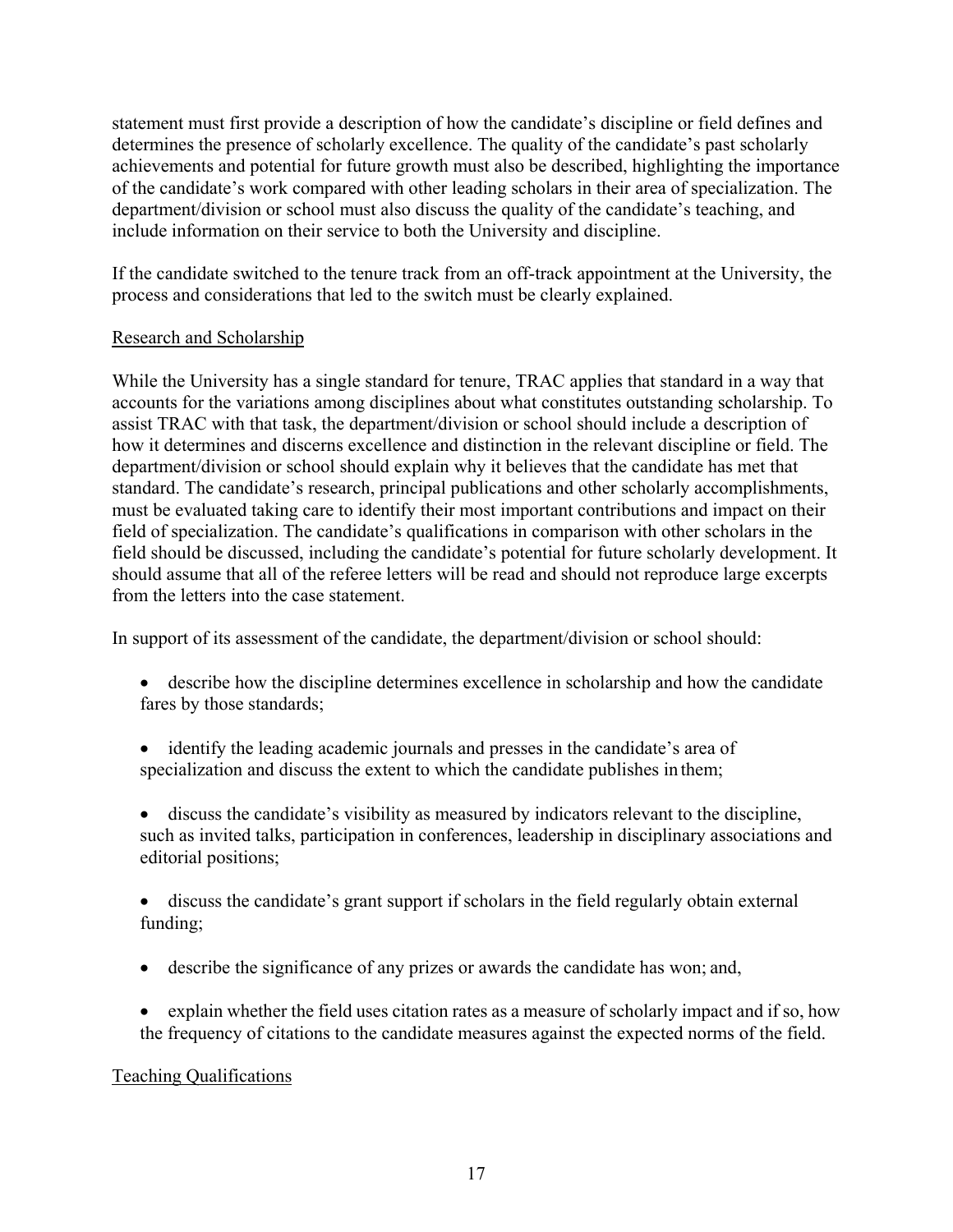statement must first provide a description of how the candidate's discipline or field defines and determines the presence of scholarly excellence. The quality of the candidate's past scholarly achievements and potential for future growth must also be described, highlighting the importance of the candidate's work compared with other leading scholars in their area of specialization. The department/division or school must also discuss the quality of the candidate's teaching, and include information on their service to both the University and discipline.

If the candidate switched to the tenure track from an off-track appointment at the University, the process and considerations that led to the switch must be clearly explained.

Research and Scholarship

While the University has a single standard for tenure, TRAC applies that standard in a way that accounts for the variations among disciplines about what constitutes outstanding scholarship. To assist TRAC with that task, the department/division or school should include a description of how it determines and discerns excellence and distinction in the relevant discipline or field. The department/division or school should explain why it believes that the candidate has met that standard. The candidate's research, principal publications and other scholarly accomplishments, must be evaluated taking care to identify their most important contributions and impact on their field of specialization. The candidate's qualifications in comparison with other scholars in the field should be discussed, including the candidate's potential for future scholarly development. It should assume that all of the referee letters will be read and should not reproduce large excerpts from the letters into the case statement.

In support of its assessment of the candidate, the department/division or school should:

- describe how the discipline determines excellence in scholarship and how the candidate fares by those standards;
- identify the leading academic journals and presses in the candidate's area of specialization and discuss the extent to which the candidate publishes in them;
- discuss the candidate's visibility as measured by indicators relevant to the discipline, such as invited talks, participation in conferences, leadership in disciplinary associations and editorial positions;
- discuss the candidate's grant support if scholars in the field regularly obtain external funding;
- describe the significance of any prizes or awards the candidate has won; and,
- explain whether the field uses citation rates as a measure of scholarly impact and if so, how the frequency of citations to the candidate measures against the expected norms of the field.

Teaching Qualifications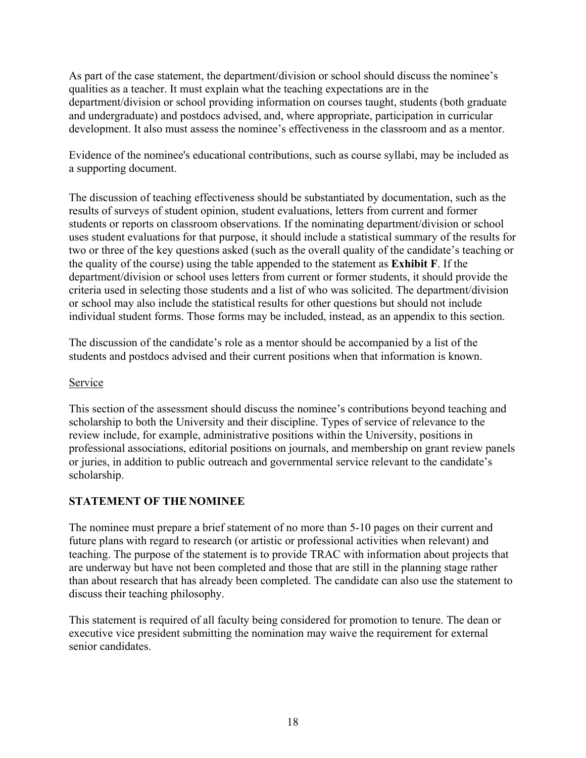As part of the case statement, the department/division or school should discuss the nominee's qualities as a teacher. It must explain what the teaching expectations are in the department/division or school providing information on courses taught, students (both graduate and undergraduate) and postdocs advised, and, where appropriate, participation in curricular development. It also must assess the nominee's effectiveness in the classroom and as a mentor.

Evidence of the nominee's educational contributions, such as course syllabi, may be included as a supporting document.

The discussion of teaching effectiveness should be substantiated by documentation, such as the results of surveys of student opinion, student evaluations, letters from current and former students or reports on classroom observations. If the nominating department/division or school uses student evaluations for that purpose, it should include a statistical summary of the results for two or three of the key questions asked (such as the overall quality of the candidate's teaching or the quality of the course) using the table appended to the statement as **Exhibit F**. If the department/division or school uses letters from current or former students, it should provide the criteria used in selecting those students and a list of who was solicited. The department/division or school may also include the statistical results for other questions but should not include individual student forms. Those forms may be included, instead, as an appendix to this section.

The discussion of the candidate's role as a mentor should be accompanied by a list of the students and postdocs advised and their current positions when that information is known.

<u>Service</u>

This section of the assessment should discuss the nominee's contributions beyond teaching and scholarship to both the University and their discipline. Types of service of relevance to the review include, for example, administrative positions within the University, positions in professional associations, editorial positions on journals, and membership on grant review panels or juries, in addition to public outreach and governmental service relevant to the candidate's scholarship.

## STATEMENT OF THE NOMINEE

The nominee must prepare a brief statement of no more than 5-10 pages on their current and future plans with regard to research (or artistic or professional activities when relevant) and teaching. The purpose of the statement is to provide TRAC with information about projects that are underway but have not been completed and those that are still in the planning stage rather than about research that has already been completed. The candidate can also use the statement to discuss their teaching philosophy.

This statement is required of all faculty being considered for promotion to tenure. The dean or executive vice president submitting the nomination may waive the requirement for external senior candidates.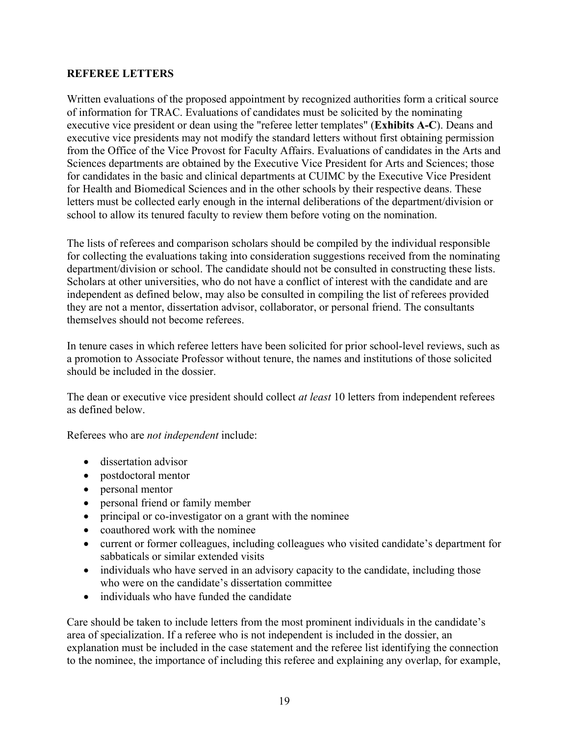## REFEREE LETTERS

Written evaluations of the proposed appointment by recognized authorities form a critical source of information for TRAC. Evaluations of candidates must be solicited by the nominating executive vice president or dean using the "referee letter templates" (**Exhibits A-C**). Deans and executive vice presidents may not modify the standard letters without first obtaining permission from the Office of the Vice Provost for Faculty Affairs. Evaluations of candidates in the Arts and Sciences departments are obtained by the Executive Vice President for Arts and Sciences; those for candidates in the basic and clinical departments at CUIMC by the Executive Vice President for Health and Biomedical Sciences and in the other schools by their respective deans. These letters must be collected early enough in the internal deliberations of the department/division or school to allow its tenured faculty to review them before voting on the nomination.

The lists of referees and comparison scholars should be compiled by the individual responsible for collecting the evaluations taking into consideration suggestions received from the nominating department/division or school. The candidate should not be consulted in constructing these lists. Scholars at other universities, who do not have a conflict of interest with the candidate and are independent as defined below, may also be consulted in compiling the list of referees provided they are not a mentor, dissertation advisor, collaborator, or personal friend. The consultants themselves should not become referees.

In tenure cases in which referee letters have been solicited for prior school-level reviews, such as a promotion to Associate Professor without tenure, the names and institutions of those solicited should be included in the dossier.

The dean or executive vice president should collect *at least* 10 letters from independent referees as defined below.

Referees who are *not independent* include:

- dissertation advisor
- postdoctoral mentor
- personal mentor
- personal friend or family member
- principal or co-investigator on a grant with the nominee
- coauthored work with the nominee
- current or former colleagues, including colleagues who visited candidate's department for sabbaticals or similar extended visits
- individuals who have served in an advisory capacity to the candidate, including those who were on the candidate's dissertation committee
- individuals who have funded the candidate

Care should be taken to include letters from the most prominent individuals in the candidate's area of specialization. If a referee who is not independent is included in the dossier, an explanation must be included in the case statement and the referee list identifying the connection to the nominee, the importance of including this referee and explaining any overlap, for example,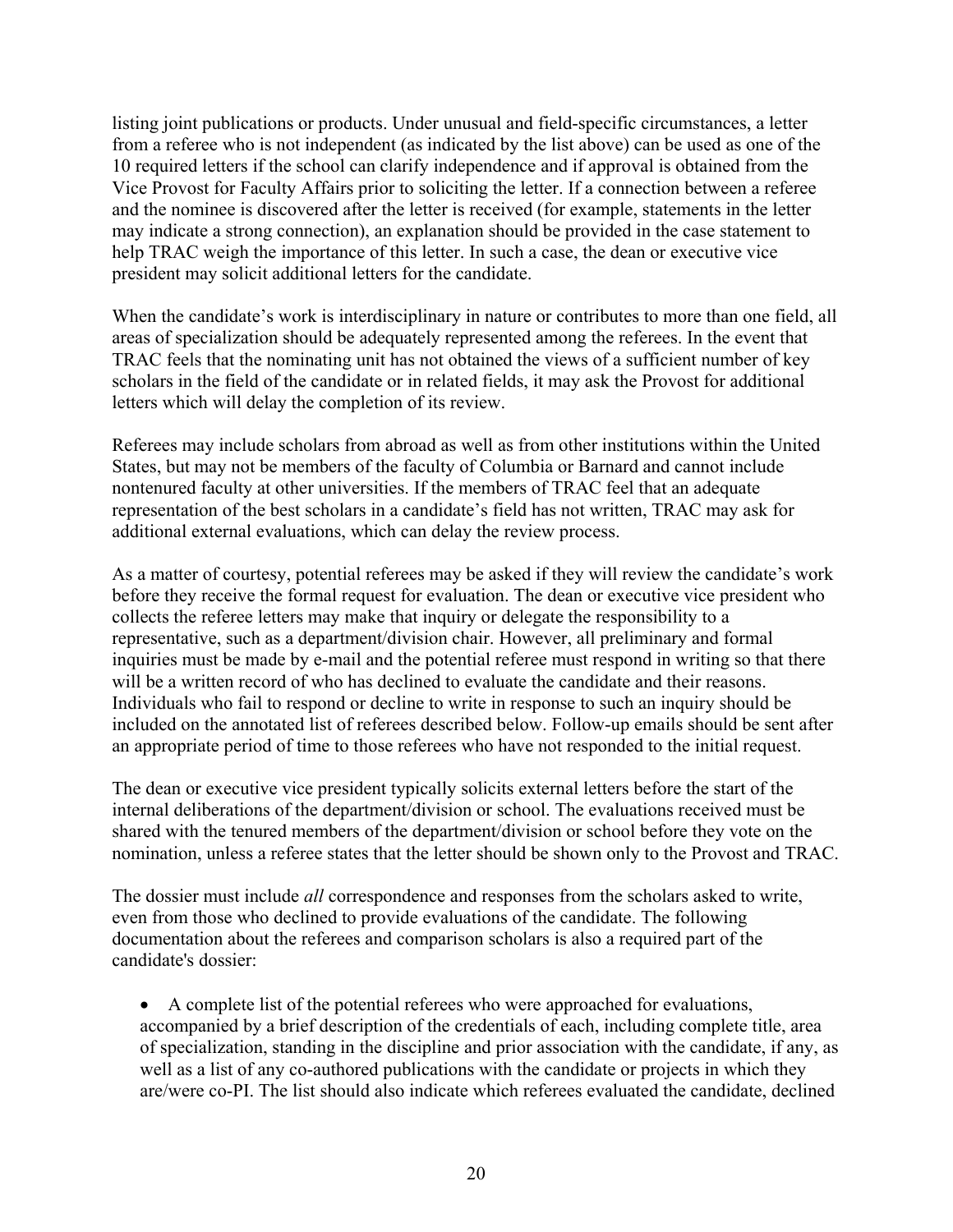listing joint publications or products. Under unusual and field-specific circumstances, a letter from a referee who is not independent (as indicated by the list above) can be used as one of the 10 required letters if the school can clarify independence and if approval is obtained from the Vice Provost for Faculty Affairs prior to soliciting the letter. If a connection between a referee and the nominee is discovered after the letter is received (for example, statements in the letter may indicate a strong connection), an explanation should be provided in the case statement to help TRAC weigh the importance of this letter. In such a case, the dean or executive vice president may solicit additional letters for the candidate.

When the candidate's work is interdisciplinary in nature or contributes to more than one field, all areas of specialization should be adequately represented among the referees. In the event that TRAC feels that the nominating unit has not obtained the views of a sufficient number of key scholars in the field of the candidate or in related fields, it may ask the Provost for additional letters which will delay the completion of its review.

Referees may include scholars from abroad as well as from other institutions within the United States, but may not be members of the faculty of Columbia or Barnard and cannot include nontenured faculty at other universities. If the members of TRAC feel that an adequate representation of the best scholars in a candidate's field has not written, TRAC may ask for additional external evaluations, which can delay the review process.

As a matter of courtesy, potential referees may be asked if they will review the candidate's work before they receive the formal request for evaluation. The dean or executive vice president who collects the referee letters may make that inquiry or delegate the responsibility to a representative, such as a department/division chair. However, all preliminary and formal inquiries must be made by e-mail and the potential referee must respond in writing so that there will be a written record of who has declined to evaluate the candidate and their reasons. Individuals who fail to respond or decline to write in response to such an inquiry should be included on the annotated list of referees described below. Follow-up emails should be sent after an appropriate period of time to those referees who have not responded to the initial request.

The dean or executive vice president typically solicits external letters before the start of the internal deliberations of the department/division or school. The evaluations received must be shared with the tenured members of the department/division or school before they vote on the nomination, unless a referee states that the letter should be shown only to the Provost and TRAC.

The dossier must include *all* correspondence and responses from the scholars asked to write, even from those who declined to provide evaluations of the candidate. The following documentation about the referees and comparison scholars is also a required part of the candidate's dossier:

- A complete list of the potential referees who were approached for evaluations, accompanied by a brief description of the credentials of each, including complete title, area of specialization, standing in the discipline and prior association with the candidate, if any, as well as a list of any co-authored publications with the candidate or projects in which they are/were co-PI. The list should also indicate which referees evaluated the candidate, declined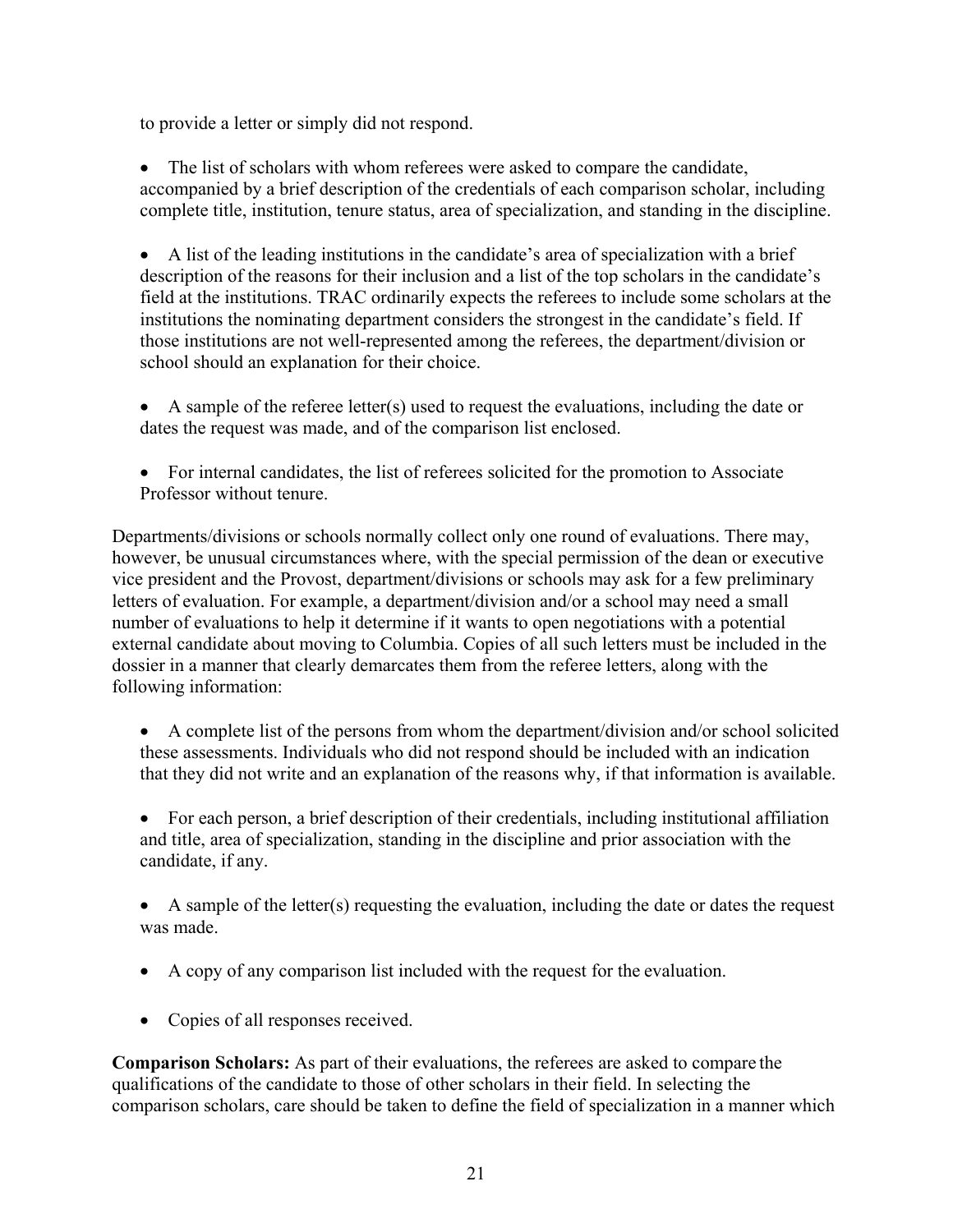to provide a letter or simply did not respond.

- The list of scholars with whom referees were asked to compare the candidate, accompanied by a brief description of the credentials of each comparison scholar, including complete title, institution, tenure status, area of specialization, and standing in the discipline.

- A list of the leading institutions in the candidate's area of specialization with a brief description of the reasons for their inclusion and a list of the top scholars in the candidate's field at the institutions. TRAC ordinarily expects the referees to include some scholars at the institutions the nominating department considers the strongest in the candidate's field. If those institutions are not well-represented among the referees, the department/division or school should an explanation for their choice.

- A sample of the referee letter(s) used to request the evaluations, including the date or dates the request was made, and of the comparison list enclosed.

- For internal candidates, the list of referees solicited for the promotion to Associate Professor without tenure.

Departments/divisions or schools normally collect only one round of evaluations. There may, however, be unusual circumstances where, with the special permission of the dean or executive vice president and the Provost, department/divisions or schools may ask for a few preliminary letters of evaluation. For example, a department/division and/or a school may need a small number of evaluations to help it determine if it wants to open negotiations with a potential external candidate about moving to Columbia. Copies of all such letters must be included in the dossier in a manner that clearly demarcates them from the referee letters, along with the following information:

- A complete list of the persons from whom the department/division and/or school solicited these assessments. Individuals who did not respond should be included with an indication that they did not write and an explanation of the reasons why, if that information is available.

- For each person, a brief description of their credentials, including institutional affiliation and title, area of specialization, standing in the discipline and prior association with the candidate, if any.

- A sample of the letter(s) requesting the evaluation, including the date or dates the request was made.

- A copy of any comparison list included with the request for the evaluation.

- Copies of all responses received.

**Comparison Scholars:** As part of their evaluations, the referees are asked to compare the qualifications of the candidate to those of other scholars in their field. In selecting the comparison scholars, care should be taken to define the field of specialization in a manner which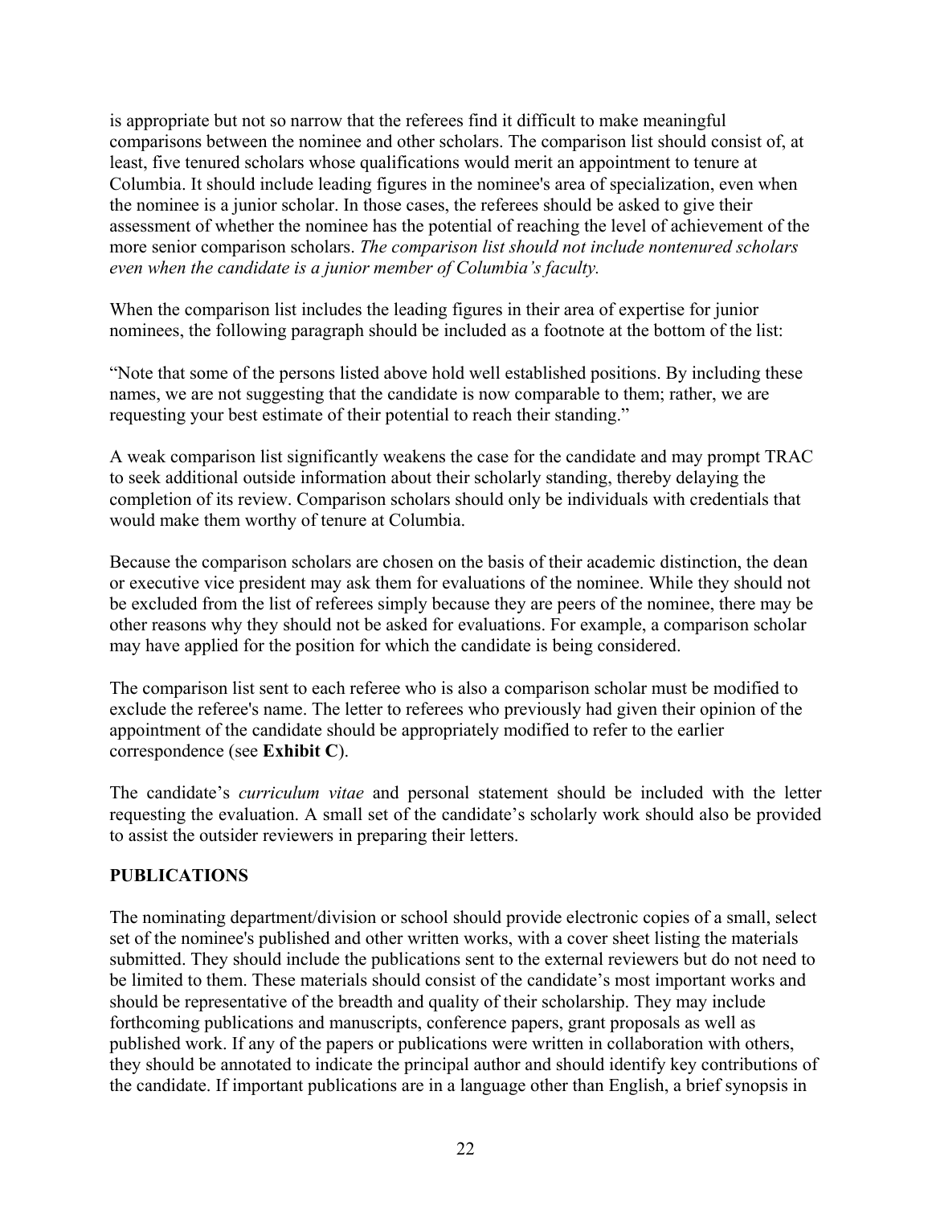is appropriate but not so narrow that the referees find it difficult to make meaningful comparisons between the nominee and other scholars. The comparison list should consist of, at least, five tenured scholars whose qualifications would merit an appointment to tenure at Columbia. It should include leading figures in the nominee's area of specialization, even when the nominee is a junior scholar. In those cases, the referees should be asked to give their assessment of whether the nominee has the potential of reaching the level of achievement of the more senior comparison scholars. *The comparison list should not include nontenured scholars even when the candidate is a junior member of Columbia's faculty.*

When the comparison list includes the leading figures in their area of expertise for junior nominees, the following paragraph should be included as a footnote at the bottom of the list:

"Note that some of the persons listed above hold well established positions. By including these names, we are not suggesting that the candidate is now comparable to them; rather, we are requesting your best estimate of their potential to reach their standing."

A weak comparison list significantly weakens the case for the candidate and may prompt TRAC to seek additional outside information about their scholarly standing, thereby delaying the completion of its review. Comparison scholars should only be individuals with credentials that would make them worthy of tenure at Columbia.

Because the comparison scholars are chosen on the basis of their academic distinction, the dean or executive vice president may ask them for evaluations of the nominee. While they should not be excluded from the list of referees simply because they are peers of the nominee, there may be other reasons why they should not be asked for evaluations. For example, a comparison scholar may have applied for the position for which the candidate is being considered.

The comparison list sent to each referee who is also a comparison scholar must be modified to exclude the referee's name. The letter to referees who previously had given their opinion of the appointment of the candidate should be appropriately modified to refer to the earlier correspondence (see **Exhibit C**).

The candidate's *curriculum vitae* and personal statement should be included with the letter requesting the evaluation. A small set of the candidate's scholarly work should also be provided to assist the outsider reviewers in preparing their letters.

## PUBLICATIONS

The nominating department/division or school should provide electronic copies of a small, select set of the nominee's published and other written works, with a cover sheet listing the materials submitted. They should include the publications sent to the external reviewers but do not need to be limited to them. These materials should consist of the candidate's most important works and should be representative of the breadth and quality of their scholarship. They may include forthcoming publications and manuscripts, conference papers, grant proposals as well as published work. If any of the papers or publications were written in collaboration with others, they should be annotated to indicate the principal author and should identify key contributions of the candidate. If important publications are in a language other than English, a brief synopsis in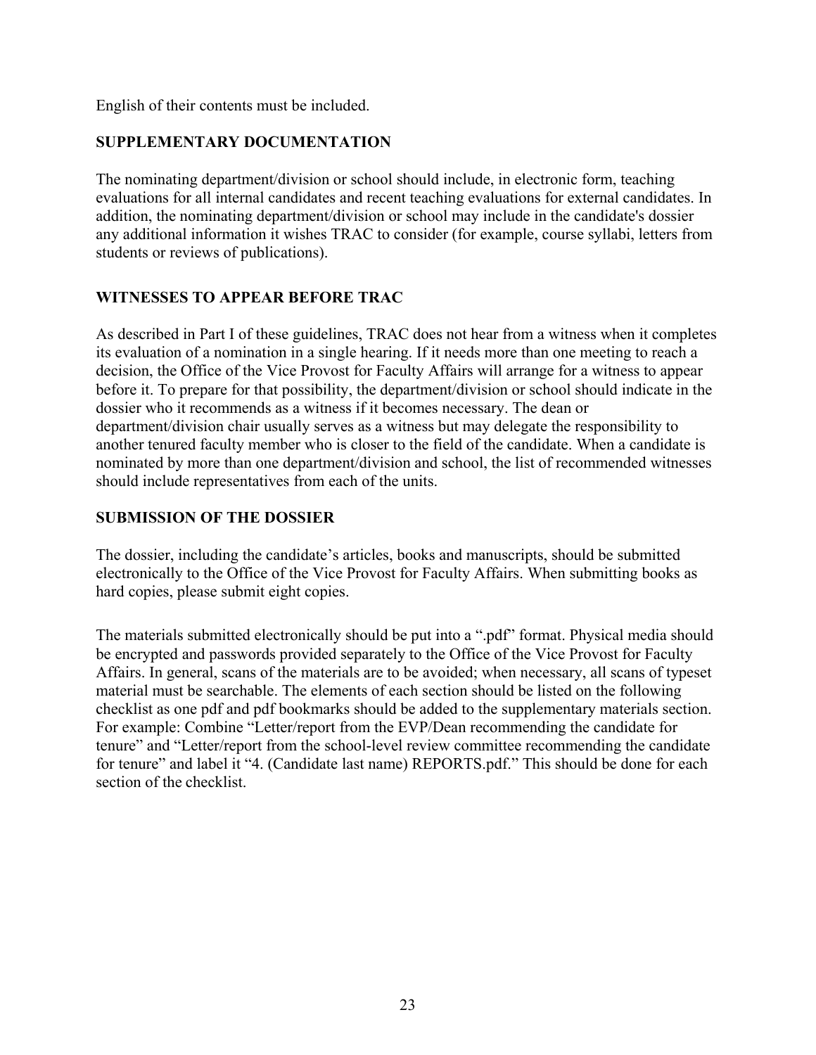English of their contents must be included.

## SUPPLEMENTARY DOCUMENTATION

The nominating department/division or school should include, in electronic form, teaching evaluations for all internal candidates and recent teaching evaluations for external candidates. In addition, the nominating department/division or school may include in the candidate's dossier any additional information it wishes TRAC to consider (for example, course syllabi, letters from students or reviews of publications).

## WITNESSES TO APPEAR BEFORE TRAC

As described in Part I of these guidelines, TRAC does not hear from a witness when it completes its evaluation of a nomination in a single hearing. If it needs more than one meeting to reach a decision, the Office of the Vice Provost for Faculty Affairs will arrange for a witness to appear before it. To prepare for that possibility, the department/division or school should indicate in the dossier who it recommends as a witness if it becomes necessary. The dean or department/division chair usually serves as a witness but may delegate the responsibility to another tenured faculty member who is closer to the field of the candidate. When a candidate is nominated by more than one department/division and school, the list of recommended witnesses should include representatives from each of the units.

## SUBMISSION OF THE DOSSIER

The dossier, including the candidate's articles, books and manuscripts, should be submitted electronically to the Office of the Vice Provost for Faculty Affairs. When submitting books as hard copies, please submit eight copies.

The materials submitted electronically should be put into a ".pdf" format. Physical media should be encrypted and passwords provided separately to the Office of the Vice Provost for Faculty Affairs. In general, scans of the materials are to be avoided; when necessary, all scans of typeset material must be searchable. The elements of each section should be listed on the following checklist as one pdf and pdf bookmarks should be added to the supplementary materials section. For example: Combine "Letter/report from the EVP/Dean recommending the candidate for tenure" and "Letter/report from the school-level review committee recommending the candidate for tenure" and label it "4. (Candidate last name) REPORTS.pdf." This should be done for each section of the checklist.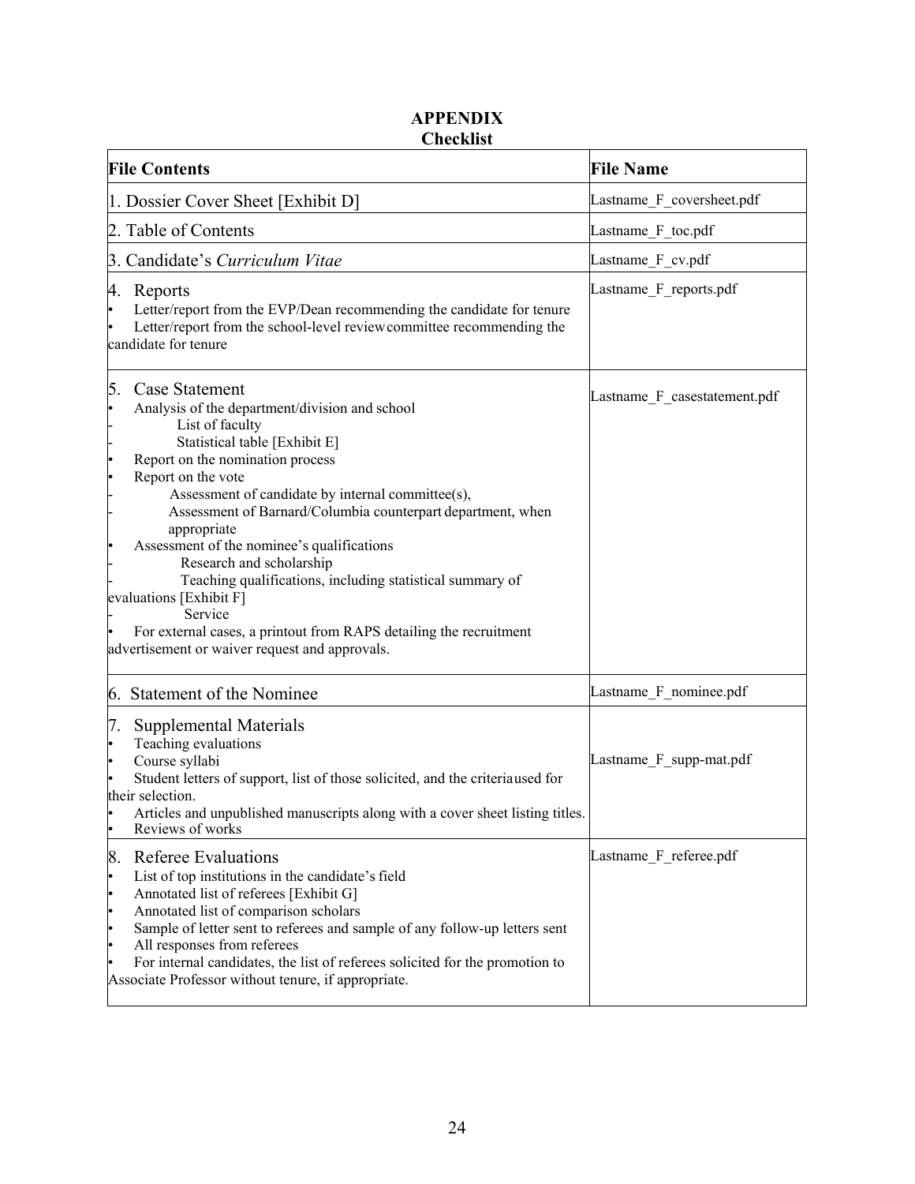# APPENDIX
## Checklist

| File Contents | File Name |
|---|---|
| 1. Dossier Cover Sheet [Exhibit D] | Lastname_F_coversheet.pdf |
| 2. Table of Contents | Lastname_F_toc.pdf |
| 3. Candidate's *Curriculum Vitae* | Lastname_F_cv.pdf |
| 4. Reports<br>• Letter/report from the EVP/Dean recommending the candidate for tenure<br>• Letter/report from the school-level review committee recommending the candidate for tenure | Lastname_F_reports.pdf |
| 5. Case Statement<br>• Analysis of the department/division and school<br>- List of faculty<br>- Statistical table [Exhibit E]<br>• Report on the nomination process<br>• Report on the vote<br>- Assessment of candidate by internal committee(s),<br>- Assessment of Barnard/Columbia counterpart department, when appropriate<br>• Assessment of the nominee's qualifications<br>- Research and scholarship<br>- Teaching qualifications, including statistical summary of evaluations [Exhibit F]<br>- Service<br>• For external cases, a printout from RAPS detailing the recruitment advertisement or waiver request and approvals. | Lastname_F_casestatement.pdf |
| 6. Statement of the Nominee | Lastname_F_nominee.pdf |
| 7. Supplemental Materials<br>• Teaching evaluations<br>• Course syllabi<br>• Student letters of support, list of those solicited, and the criteria used for their selection.<br>• Articles and unpublished manuscripts along with a cover sheet listing titles.<br>• Reviews of works | Lastname_F_supp-mat.pdf |
| 8. Referee Evaluations<br>• List of top institutions in the candidate's field<br>• Annotated list of referees [Exhibit G]<br>• Annotated list of comparison scholars<br>• Sample of letter sent to referees and sample of any follow-up letters sent<br>• All responses from referees<br>• For internal candidates, the list of referees solicited for the promotion to Associate Professor without tenure, if appropriate. | Lastname_F_referee.pdf |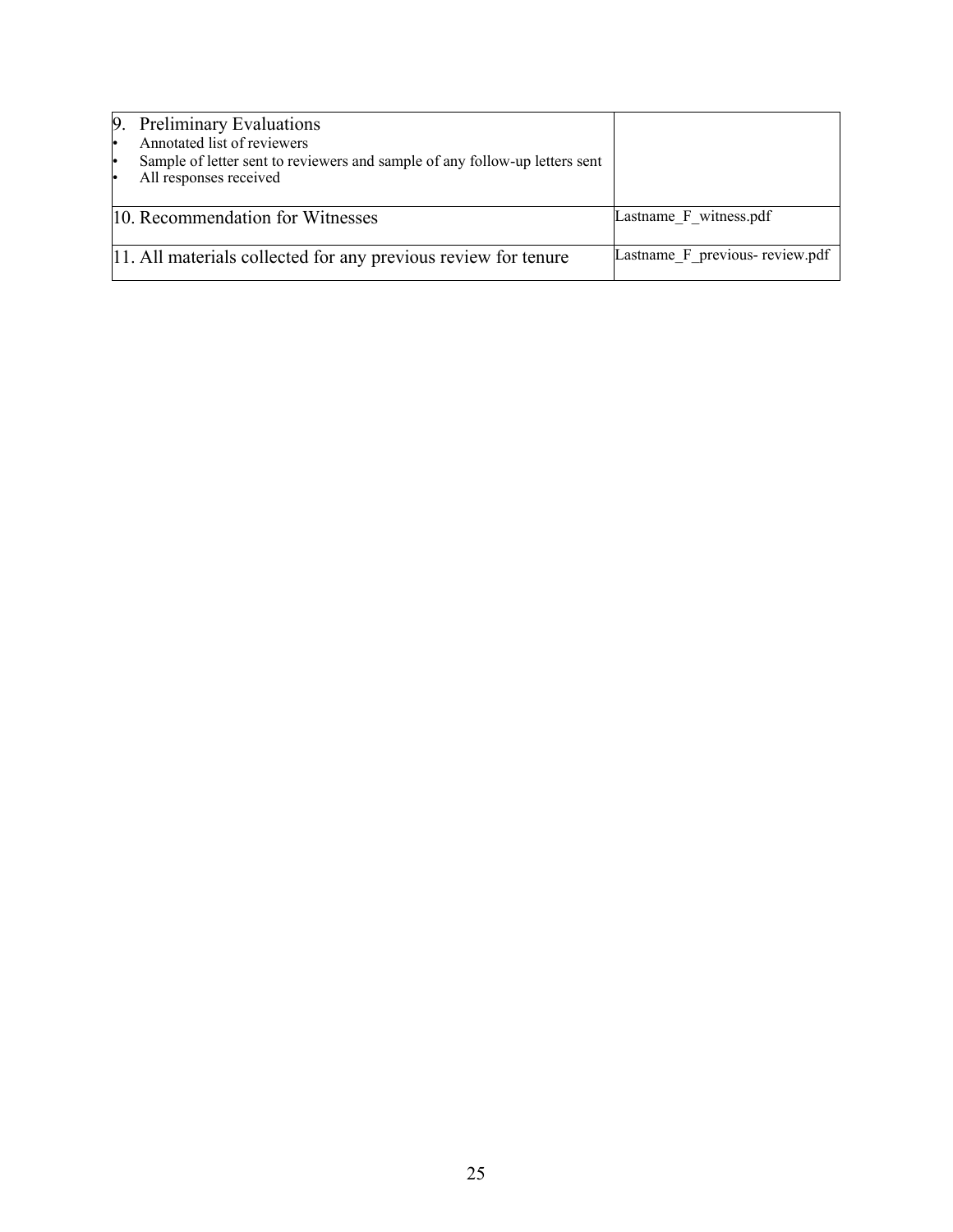| | |
|---|---|
| 9. Preliminary Evaluations<br>• Annotated list of reviewers<br>• Sample of letter sent to reviewers and sample of any follow-up letters sent<br>• All responses received | |
| 10. Recommendation for Witnesses | Lastname_F_witness.pdf |
| 11. All materials collected for any previous review for tenure | Lastname_F_previous- review.pdf |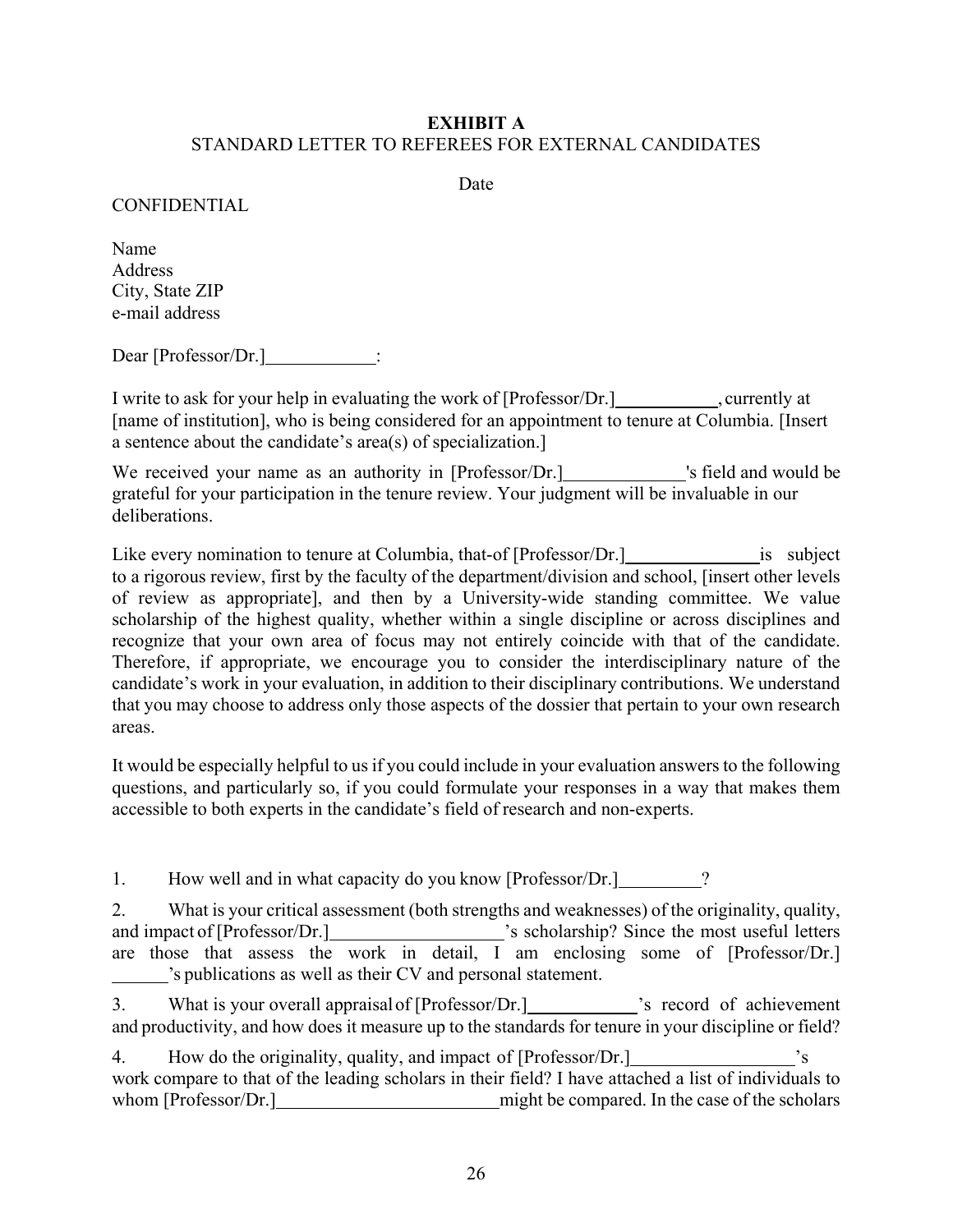**EXHIBIT A**

STANDARD LETTER TO REFEREES FOR EXTERNAL CANDIDATES

Date

CONFIDENTIAL

Name
Address
City, State ZIP
e-mail address

Dear [Professor/Dr.]____________:

I write to ask for your help in evaluating the work of [Professor/Dr.]___________, currently at [name of institution], who is being considered for an appointment to tenure at Columbia. [Insert a sentence about the candidate's area(s) of specialization.]

We received your name as an authority in [Professor/Dr.]_____________'s field and would be grateful for your participation in the tenure review. Your judgment will be invaluable in our deliberations.

Like every nomination to tenure at Columbia, that of [Professor/Dr.]_______________ is subject to a rigorous review, first by the faculty of the department/division and school, [insert other levels of review as appropriate], and then by a University-wide standing committee. We value scholarship of the highest quality, whether within a single discipline or across disciplines and recognize that your own area of focus may not entirely coincide with that of the candidate. Therefore, if appropriate, we encourage you to consider the interdisciplinary nature of the candidate's work in your evaluation, in addition to their disciplinary contributions. We understand that you may choose to address only those aspects of the dossier that pertain to your own research areas.

It would be especially helpful to us if you could include in your evaluation answers to the following questions, and particularly so, if you could formulate your responses in a way that makes them accessible to both experts in the candidate's field of research and non-experts.

1. How well and in what capacity do you know [Professor/Dr.]_________?

2. What is your critical assessment (both strengths and weaknesses) of the originality, quality, and impact of [Professor/Dr.]___________________'s scholarship? Since the most useful letters are those that assess the work in detail, I am enclosing some of [Professor/Dr.] ______'s publications as well as their CV and personal statement.

3. What is your overall appraisal of [Professor/Dr.]____________'s record of achievement and productivity, and how does it measure up to the standards for tenure in your discipline or field?

4. How do the originality, quality, and impact of [Professor/Dr.]__________________'s work compare to that of the leading scholars in their field? I have attached a list of individuals to whom [Professor/Dr.]________________________ might be compared. In the case of the scholars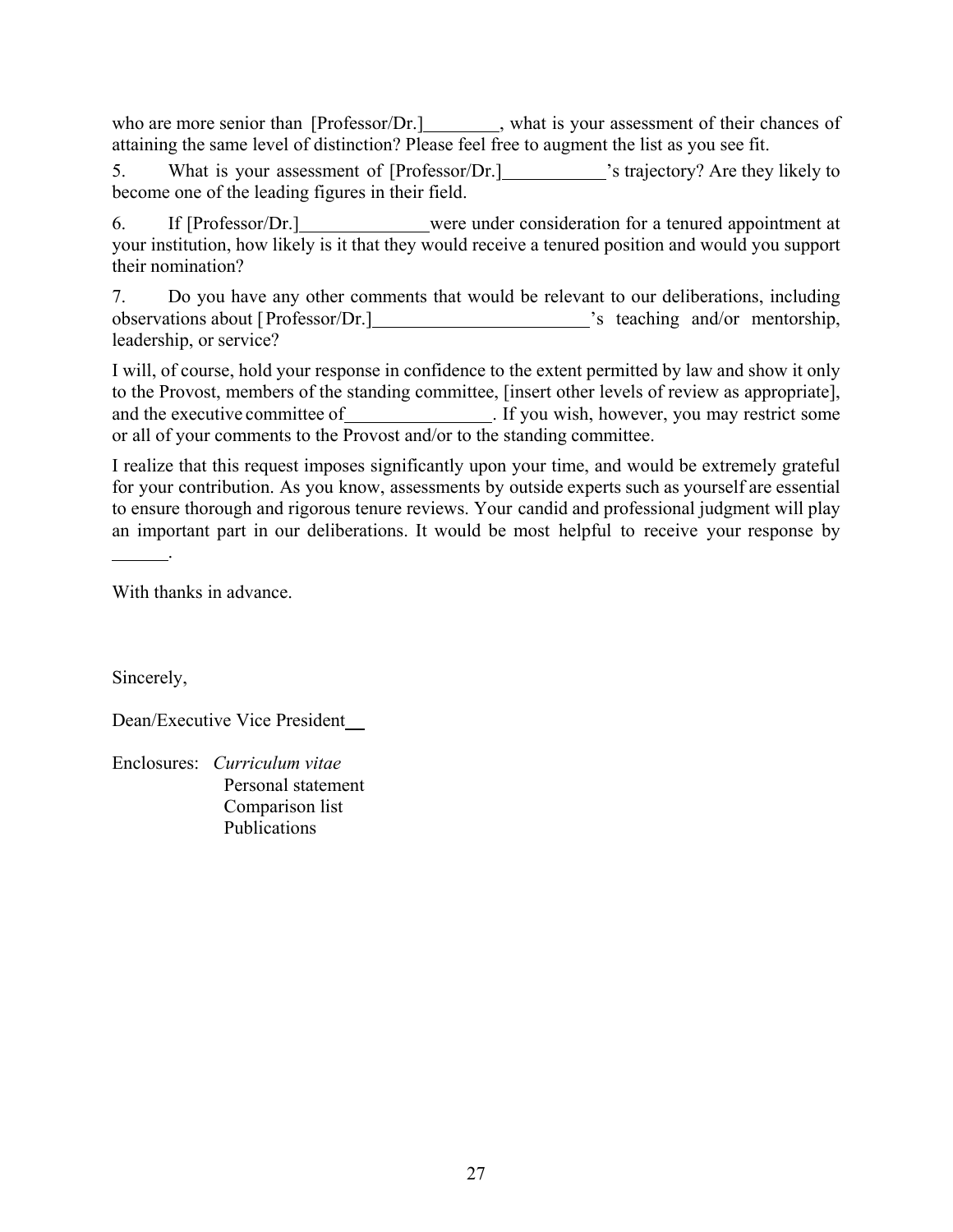who are more senior than [Professor/Dr.]________, what is your assessment of their chances of attaining the same level of distinction? Please feel free to augment the list as you see fit.

5. What is your assessment of [Professor/Dr.]___________'s trajectory? Are they likely to become one of the leading figures in their field.

6. If [Professor/Dr.]_____________ were under consideration for a tenured appointment at your institution, how likely is it that they would receive a tenured position and would you support their nomination?

7. Do you have any other comments that would be relevant to our deliberations, including observations about [Professor/Dr.]_______________________'s teaching and/or mentorship, leadership, or service?

I will, of course, hold your response in confidence to the extent permitted by law and show it only to the Provost, members of the standing committee, [insert other levels of review as appropriate], and the executive committee of_______________. If you wish, however, you may restrict some or all of your comments to the Provost and/or to the standing committee.

I realize that this request imposes significantly upon your time, and would be extremely grateful for your contribution. As you know, assessments by outside experts such as yourself are essential to ensure thorough and rigorous tenure reviews. Your candid and professional judgment will play an important part in our deliberations. It would be most helpful to receive your response by ______.

With thanks in advance.

Sincerely,

Dean/Executive Vice President__

Enclosures: *Curriculum vitae*
Personal statement
Comparison list
Publications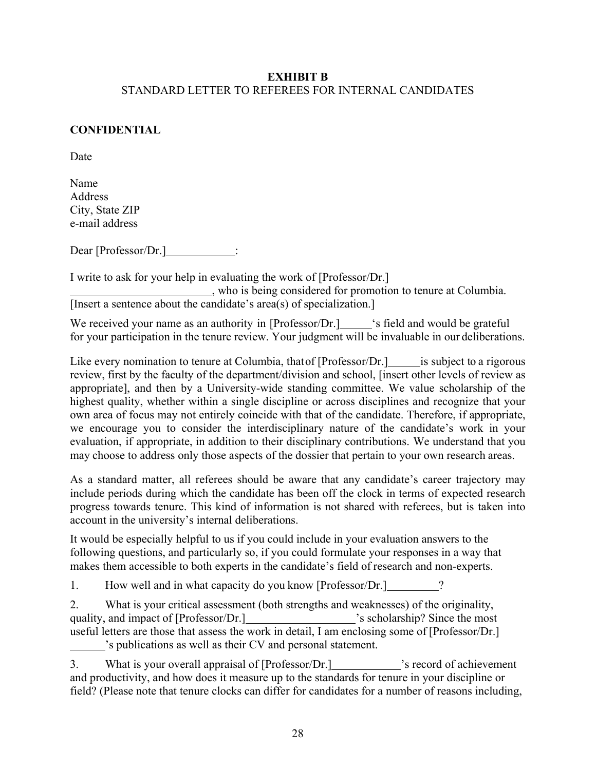**EXHIBIT B**

STANDARD LETTER TO REFEREES FOR INTERNAL CANDIDATES

**CONFIDENTIAL**

Date

Name
Address
City, State ZIP
e-mail address

Dear [Professor/Dr.]____________:

I write to ask for your help in evaluating the work of [Professor/Dr.] ________________________, who is being considered for promotion to tenure at Columbia. [Insert a sentence about the candidate's area(s) of specialization.]

We received your name as an authority in [Professor/Dr.]______'s field and would be grateful for your participation in the tenure review. Your judgment will be invaluable in our deliberations.

Like every nomination to tenure at Columbia, that of [Professor/Dr.]______ is subject to a rigorous review, first by the faculty of the department/division and school, [insert other levels of review as appropriate], and then by a University-wide standing committee. We value scholarship of the highest quality, whether within a single discipline or across disciplines and recognize that your own area of focus may not entirely coincide with that of the candidate. Therefore, if appropriate, we encourage you to consider the interdisciplinary nature of the candidate's work in your evaluation, if appropriate, in addition to their disciplinary contributions. We understand that you may choose to address only those aspects of the dossier that pertain to your own research areas.

As a standard matter, all referees should be aware that any candidate's career trajectory may include periods during which the candidate has been off the clock in terms of expected research progress towards tenure. This kind of information is not shared with referees, but is taken into account in the university's internal deliberations.

It would be especially helpful to us if you could include in your evaluation answers to the following questions, and particularly so, if you could formulate your responses in a way that makes them accessible to both experts in the candidate's field of research and non-experts.

1. How well and in what capacity do you know [Professor/Dr.]_________?

2. What is your critical assessment (both strengths and weaknesses) of the originality, quality, and impact of [Professor/Dr.]___________________'s scholarship? Since the most useful letters are those that assess the work in detail, I am enclosing some of [Professor/Dr.] ______'s publications as well as their CV and personal statement.

3. What is your overall appraisal of [Professor/Dr.]____________'s record of achievement and productivity, and how does it measure up to the standards for tenure in your discipline or field? (Please note that tenure clocks can differ for candidates for a number of reasons including,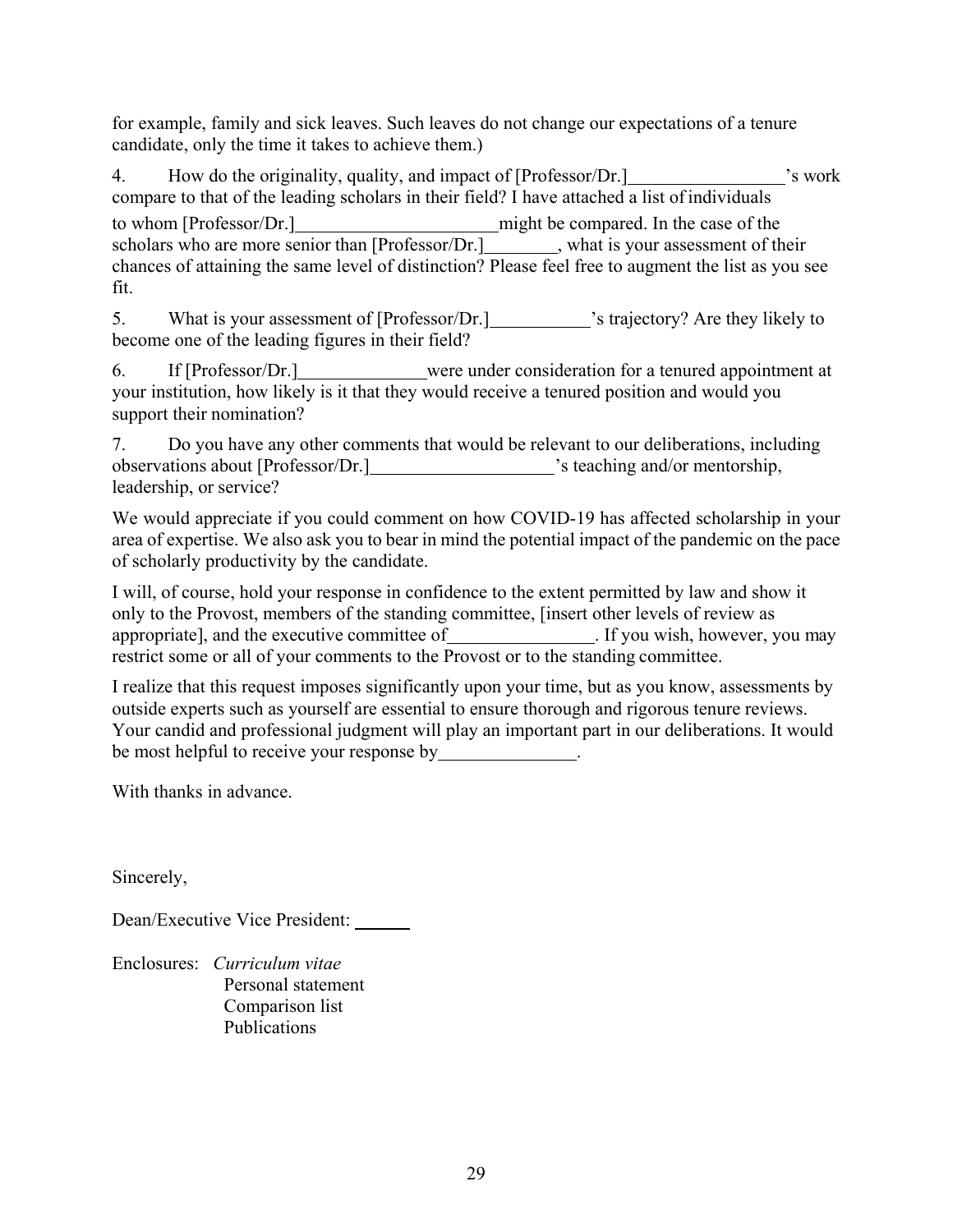for example, family and sick leaves. Such leaves do not change our expectations of a tenure candidate, only the time it takes to achieve them.)

4. How do the originality, quality, and impact of [Professor/Dr.]________________'s work compare to that of the leading scholars in their field? I have attached a list of individuals to whom [Professor/Dr.]______________________might be compared. In the case of the scholars who are more senior than [Professor/Dr.]________, what is your assessment of their chances of attaining the same level of distinction? Please feel free to augment the list as you see fit.

5. What is your assessment of [Professor/Dr.]__________'s trajectory? Are they likely to become one of the leading figures in their field?

6. If [Professor/Dr.]_____________were under consideration for a tenured appointment at your institution, how likely is it that they would receive a tenured position and would you support their nomination?

7. Do you have any other comments that would be relevant to our deliberations, including observations about [Professor/Dr.]___________________'s teaching and/or mentorship, leadership, or service?

We would appreciate if you could comment on how COVID-19 has affected scholarship in your area of expertise. We also ask you to bear in mind the potential impact of the pandemic on the pace of scholarly productivity by the candidate.

I will, of course, hold your response in confidence to the extent permitted by law and show it only to the Provost, members of the standing committee, [insert other levels of review as appropriate], and the executive committee of________________. If you wish, however, you may restrict some or all of your comments to the Provost or to the standing committee.

I realize that this request imposes significantly upon your time, but as you know, assessments by outside experts such as yourself are essential to ensure thorough and rigorous tenure reviews. Your candid and professional judgment will play an important part in our deliberations. It would be most helpful to receive your response by_______________.

With thanks in advance.

Sincerely,

Dean/Executive Vice President: ______

Enclosures: *Curriculum vitae*
Personal statement
Comparison list
Publications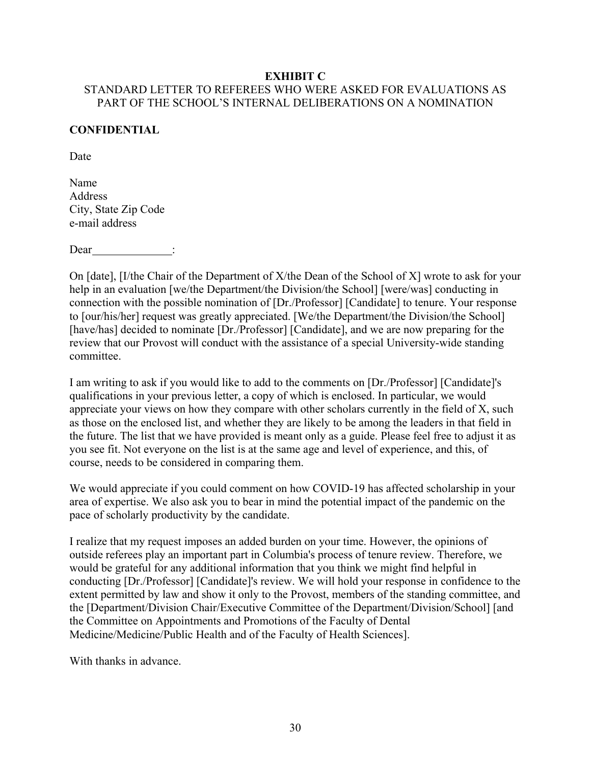**EXHIBIT C**

STANDARD LETTER TO REFEREES WHO WERE ASKED FOR EVALUATIONS AS PART OF THE SCHOOL'S INTERNAL DELIBERATIONS ON A NOMINATION

**CONFIDENTIAL**

Date

Name
Address
City, State Zip Code
e-mail address

Dear______________:

On [date], [I/the Chair of the Department of X/the Dean of the School of X] wrote to ask for your help in an evaluation [we/the Department/the Division/the School] [were/was] conducting in connection with the possible nomination of [Dr./Professor] [Candidate] to tenure. Your response to [our/his/her] request was greatly appreciated. [We/the Department/the Division/the School] [have/has] decided to nominate [Dr./Professor] [Candidate], and we are now preparing for the review that our Provost will conduct with the assistance of a special University-wide standing committee.

I am writing to ask if you would like to add to the comments on [Dr./Professor] [Candidate]'s qualifications in your previous letter, a copy of which is enclosed. In particular, we would appreciate your views on how they compare with other scholars currently in the field of X, such as those on the enclosed list, and whether they are likely to be among the leaders in that field in the future. The list that we have provided is meant only as a guide. Please feel free to adjust it as you see fit. Not everyone on the list is at the same age and level of experience, and this, of course, needs to be considered in comparing them.

We would appreciate if you could comment on how COVID-19 has affected scholarship in your area of expertise. We also ask you to bear in mind the potential impact of the pandemic on the pace of scholarly productivity by the candidate.

I realize that my request imposes an added burden on your time. However, the opinions of outside referees play an important part in Columbia's process of tenure review. Therefore, we would be grateful for any additional information that you think we might find helpful in conducting [Dr./Professor] [Candidate]'s review. We will hold your response in confidence to the extent permitted by law and show it only to the Provost, members of the standing committee, and the [Department/Division Chair/Executive Committee of the Department/Division/School] [and the Committee on Appointments and Promotions of the Faculty of Dental Medicine/Medicine/Public Health and of the Faculty of Health Sciences].

With thanks in advance.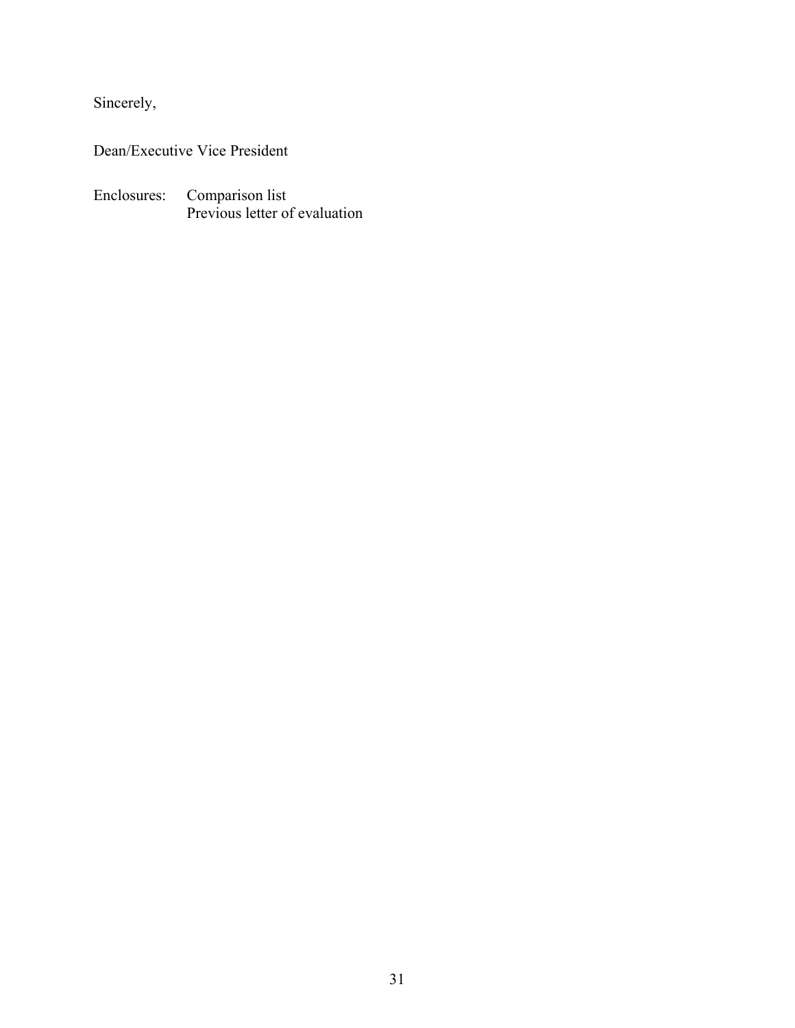Sincerely,

Dean/Executive Vice President

Enclosures: Comparison list
Previous letter of evaluation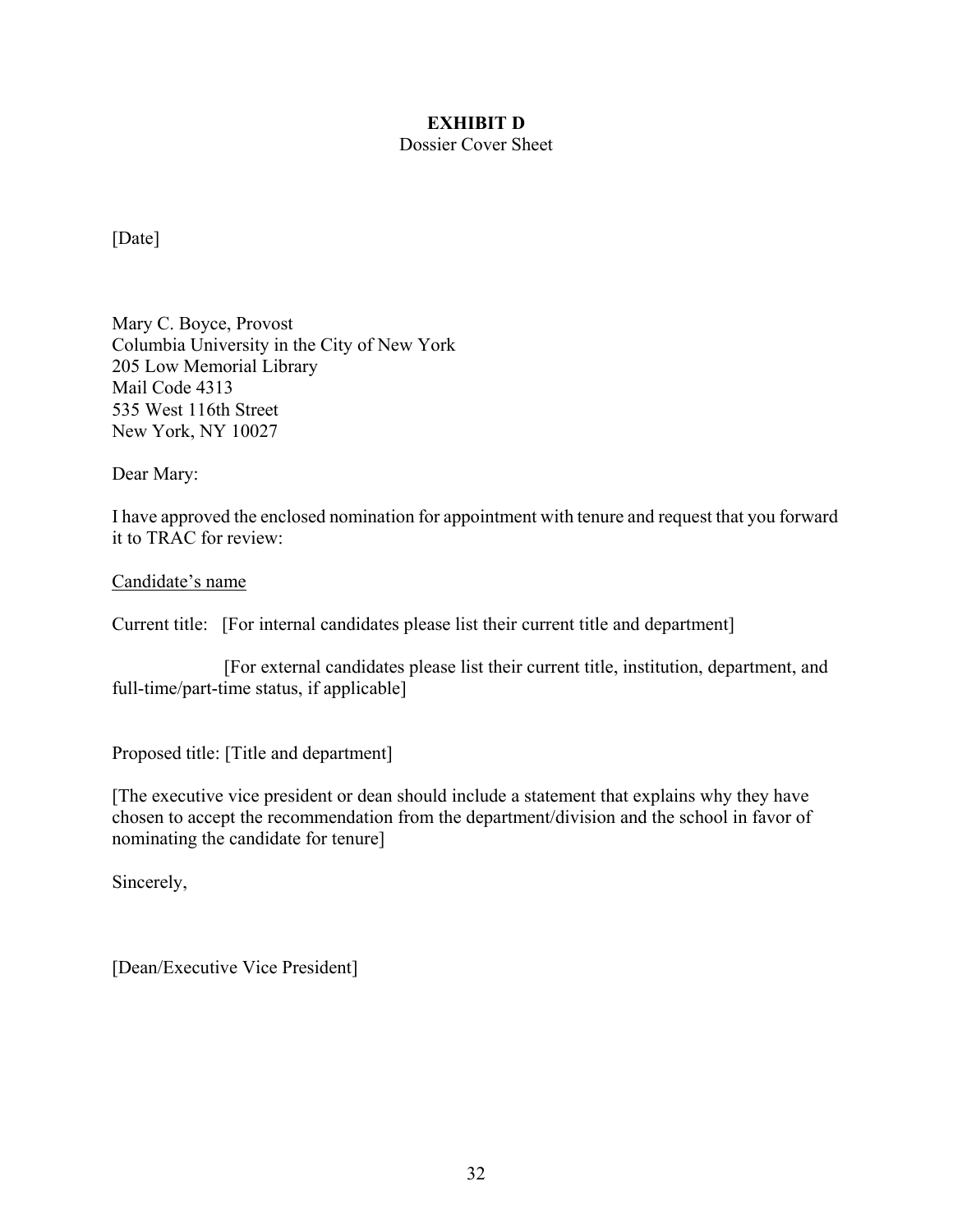**EXHIBIT D**

Dossier Cover Sheet

[Date]

Mary C. Boyce, Provost
Columbia University in the City of New York
205 Low Memorial Library
Mail Code 4313
535 West 116th Street
New York, NY 10027

Dear Mary:

I have approved the enclosed nomination for appointment with tenure and request that you forward it to TRAC for review:

<u>Candidate's name</u>

Current title: [For internal candidates please list their current title and department]

[For external candidates please list their current title, institution, department, and full-time/part-time status, if applicable]

Proposed title: [Title and department]

[The executive vice president or dean should include a statement that explains why they have chosen to accept the recommendation from the department/division and the school in favor of nominating the candidate for tenure]

Sincerely,

[Dean/Executive Vice President]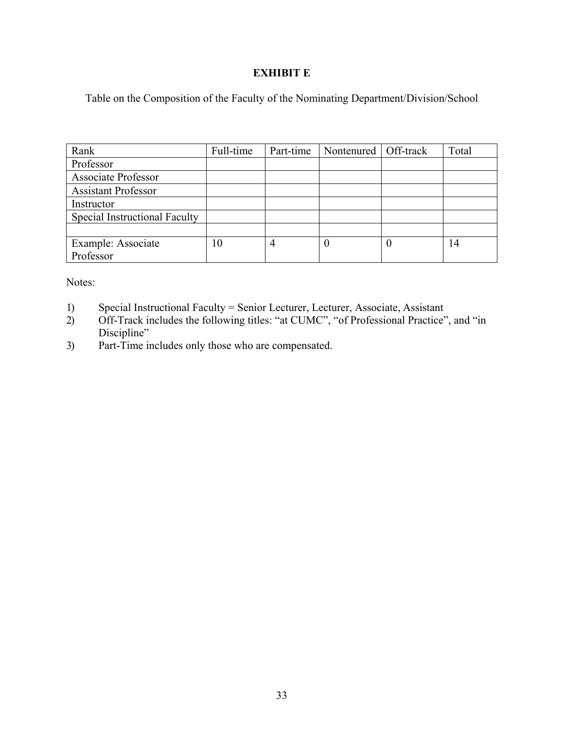**EXHIBIT E**

Table on the Composition of the Faculty of the Nominating Department/Division/School

| Rank | Full-time | Part-time | Nontenured | Off-track | Total |
|---|---|---|---|---|---|
| Professor | | | | | |
| Associate Professor | | | | | |
| Assistant Professor | | | | | |
| Instructor | | | | | |
| Special Instructional Faculty | | | | | |
| | | | | | |
| Example: Associate Professor | 10 | 4 | 0 | 0 | 14 |

Notes:

1) Special Instructional Faculty = Senior Lecturer, Lecturer, Associate, Assistant
2) Off-Track includes the following titles: "at CUMC", "of Professional Practice", and "in Discipline"
3) Part-Time includes only those who are compensated.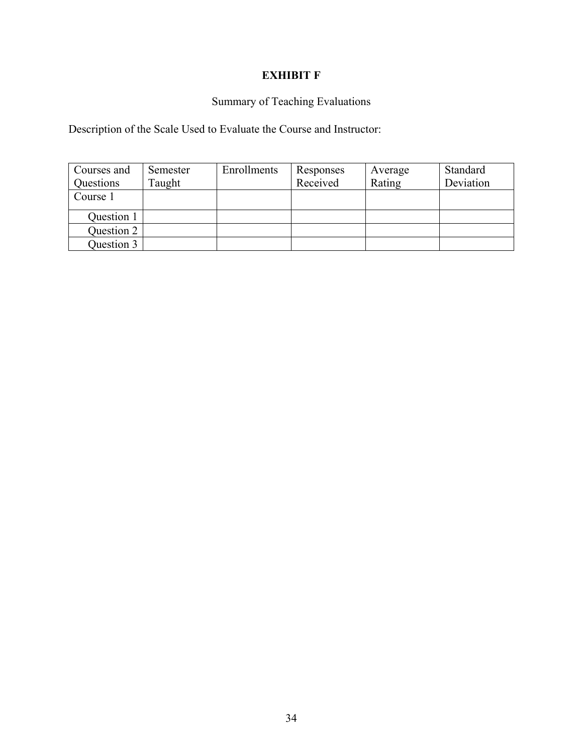**EXHIBIT F**

Summary of Teaching Evaluations

Description of the Scale Used to Evaluate the Course and Instructor:

| Courses and Questions | Semester Taught | Enrollments | Responses Received | Average Rating | Standard Deviation |
|---|---|---|---|---|---|
| Course 1 | | | | | |
| Question 1 | | | | | |
| Question 2 | | | | | |
| Question 3 | | | | | |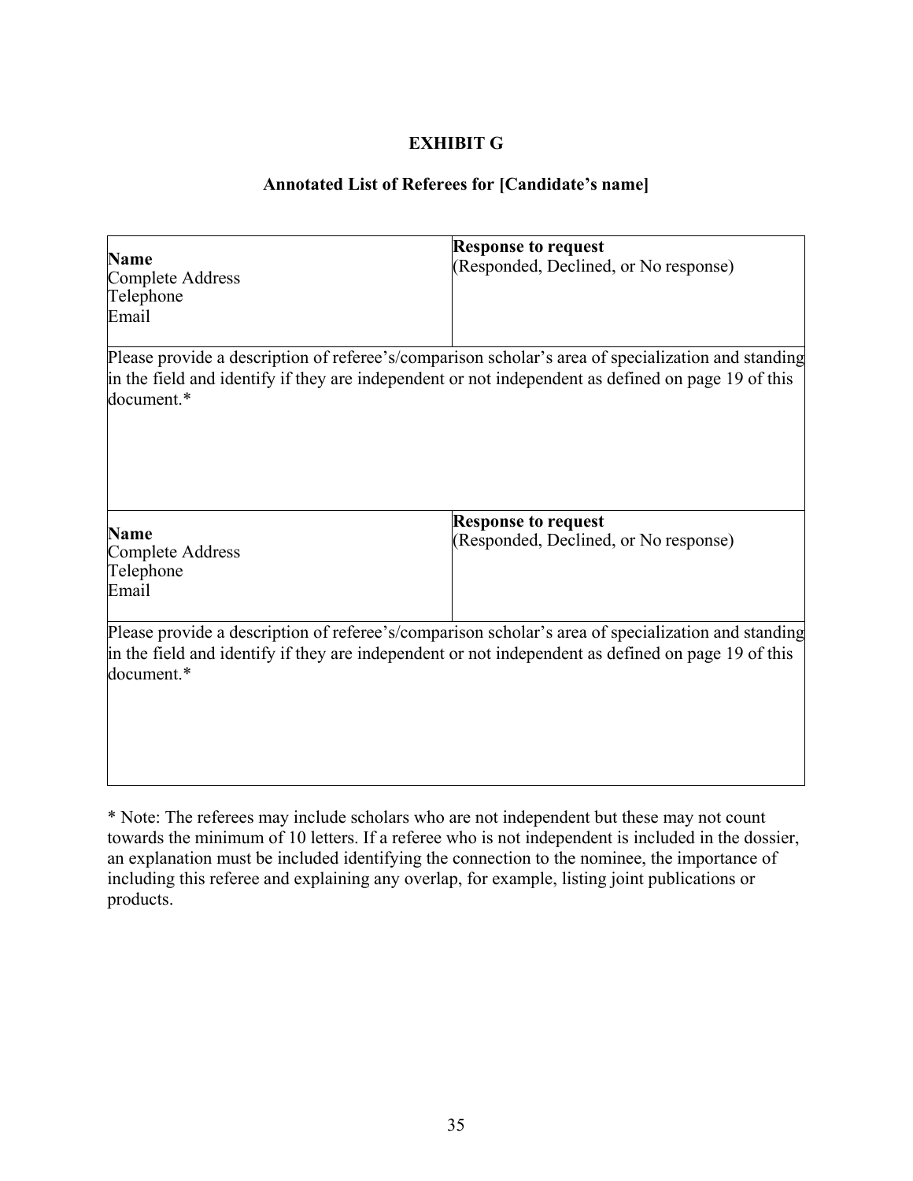**EXHIBIT G**

**Annotated List of Referees for [Candidate's name]**

| | |
|---|---|
| **Name**<br>Complete Address<br>Telephone<br>Email | **Response to request**<br>(Responded, Declined, or No response) |
| Please provide a description of referee's/comparison scholar's area of specialization and standing in the field and identify if they are independent or not independent as defined on page 19 of this document.* | |
| **Name**<br>Complete Address<br>Telephone<br>Email | **Response to request**<br>(Responded, Declined, or No response) |
| Please provide a description of referee's/comparison scholar's area of specialization and standing in the field and identify if they are independent or not independent as defined on page 19 of this document.* | |

* Note: The referees may include scholars who are not independent but these may not count towards the minimum of 10 letters. If a referee who is not independent is included in the dossier, an explanation must be included identifying the connection to the nominee, the importance of including this referee and explaining any overlap, for example, listing joint publications or products.